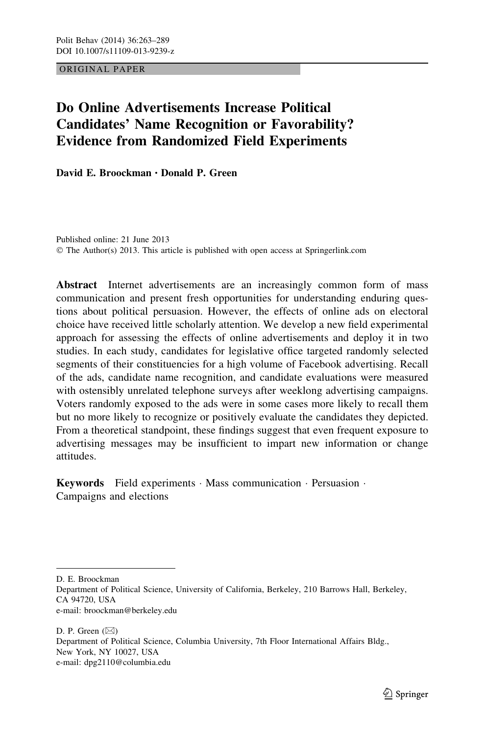ORIGINAL PAPER

# Do Online Advertisements Increase Political Candidates' Name Recognition or Favorability? Evidence from Randomized Field Experiments

**David E. Broockman · Donald P. Green**

Published online: 21 June 2013
© The Author(s) 2013. This article is published with open access at Springerlink.com

**Abstract** Internet advertisements are an increasingly common form of mass communication and present fresh opportunities for understanding enduring questions about political persuasion. However, the effects of online ads on electoral choice have received little scholarly attention. We develop a new field experimental approach for assessing the effects of online advertisements and deploy it in two studies. In each study, candidates for legislative office targeted randomly selected segments of their constituencies for a high volume of Facebook advertising. Recall of the ads, candidate name recognition, and candidate evaluations were measured with ostensibly unrelated telephone surveys after weeklong advertising campaigns. Voters randomly exposed to the ads were in some cases more likely to recall them but no more likely to recognize or positively evaluate the candidates they depicted. From a theoretical standpoint, these findings suggest that even frequent exposure to advertising messages may be insufficient to impart new information or change attitudes.

**Keywords** Field experiments · Mass communication · Persuasion · Campaigns and elections

---

D. E. Broockman
Department of Political Science, University of California, Berkeley, 210 Barrows Hall, Berkeley, CA 94720, USA
e-mail: broockman@berkeley.edu

D. P. Green (✉)
Department of Political Science, Columbia University, 7th Floor International Affairs Bldg., New York, NY 10027, USA
e-mail: dpg2110@columbia.edu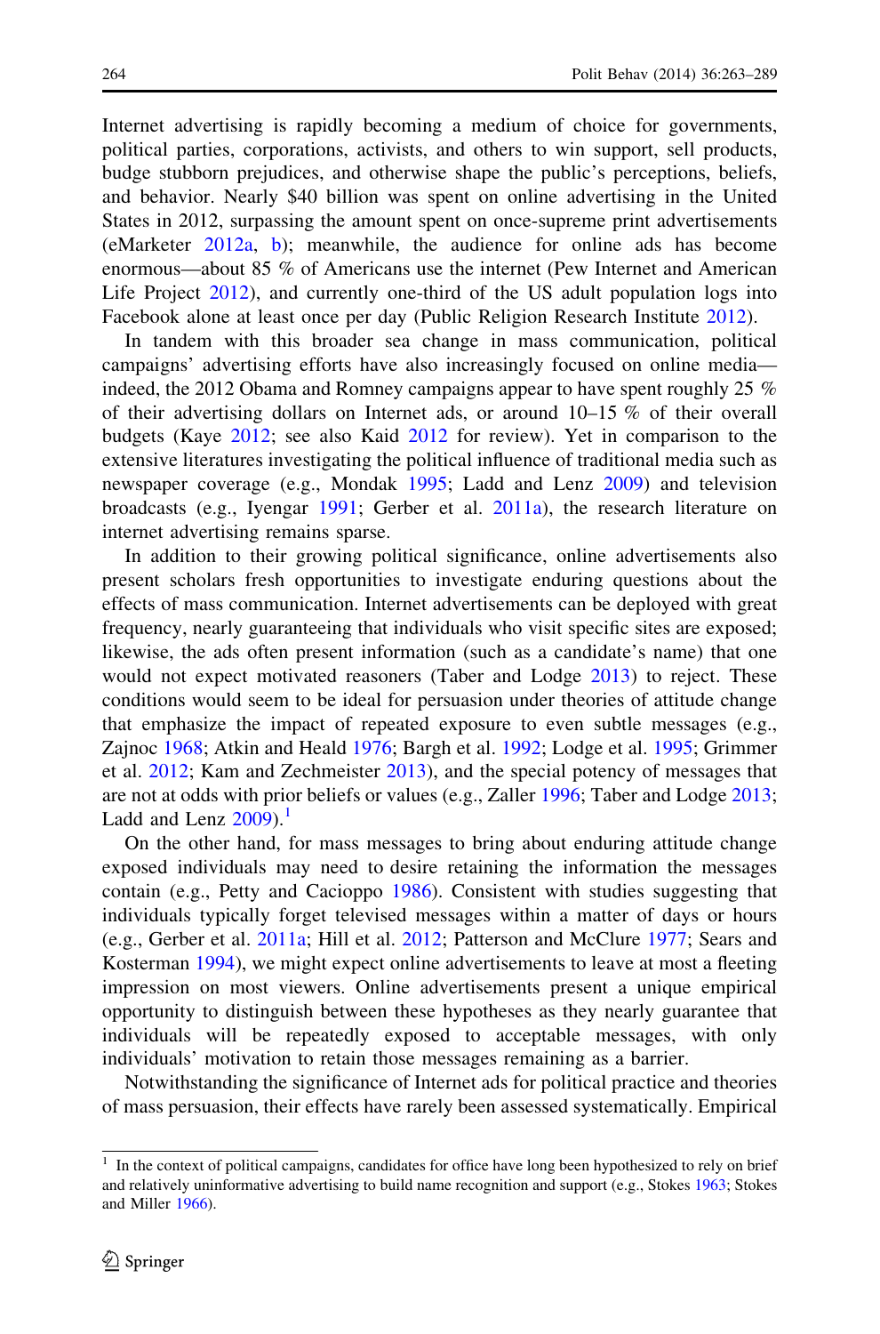Internet advertising is rapidly becoming a medium of choice for governments, political parties, corporations, activists, and others to win support, sell products, budge stubborn prejudices, and otherwise shape the public's perceptions, beliefs, and behavior. Nearly $40 billion was spent on online advertising in the United States in 2012, surpassing the amount spent on once-supreme print advertisements (eMarketer 2012a, b); meanwhile, the audience for online ads has become enormous—about 85 % of Americans use the internet (Pew Internet and American Life Project 2012), and currently one-third of the US adult population logs into Facebook alone at least once per day (Public Religion Research Institute 2012).

In tandem with this broader sea change in mass communication, political campaigns' advertising efforts have also increasingly focused on online media—indeed, the 2012 Obama and Romney campaigns appear to have spent roughly 25 % of their advertising dollars on Internet ads, or around 10–15 % of their overall budgets (Kaye 2012; see also Kaid 2012 for review). Yet in comparison to the extensive literatures investigating the political influence of traditional media such as newspaper coverage (e.g., Mondak 1995; Ladd and Lenz 2009) and television broadcasts (e.g., Iyengar 1991; Gerber et al. 2011a), the research literature on internet advertising remains sparse.

In addition to their growing political significance, online advertisements also present scholars fresh opportunities to investigate enduring questions about the effects of mass communication. Internet advertisements can be deployed with great frequency, nearly guaranteeing that individuals who visit specific sites are exposed; likewise, the ads often present information (such as a candidate's name) that one would not expect motivated reasoners (Taber and Lodge 2013) to reject. These conditions would seem to be ideal for persuasion under theories of attitude change that emphasize the impact of repeated exposure to even subtle messages (e.g., Zajnoc 1968; Atkin and Heald 1976; Bargh et al. 1992; Lodge et al. 1995; Grimmer et al. 2012; Kam and Zechmeister 2013), and the special potency of messages that are not at odds with prior beliefs or values (e.g., Zaller 1996; Taber and Lodge 2013; Ladd and Lenz 2009).[1]

On the other hand, for mass messages to bring about enduring attitude change exposed individuals may need to desire retaining the information the messages contain (e.g., Petty and Cacioppo 1986). Consistent with studies suggesting that individuals typically forget televised messages within a matter of days or hours (e.g., Gerber et al. 2011a; Hill et al. 2012; Patterson and McClure 1977; Sears and Kosterman 1994), we might expect online advertisements to leave at most a fleeting impression on most viewers. Online advertisements present a unique empirical opportunity to distinguish between these hypotheses as they nearly guarantee that individuals will be repeatedly exposed to acceptable messages, with only individuals' motivation to retain those messages remaining as a barrier.

Notwithstanding the significance of Internet ads for political practice and theories of mass persuasion, their effects have rarely been assessed systematically. Empirical

[1] In the context of political campaigns, candidates for office have long been hypothesized to rely on brief and relatively uninformative advertising to build name recognition and support (e.g., Stokes 1963; Stokes and Miller 1966).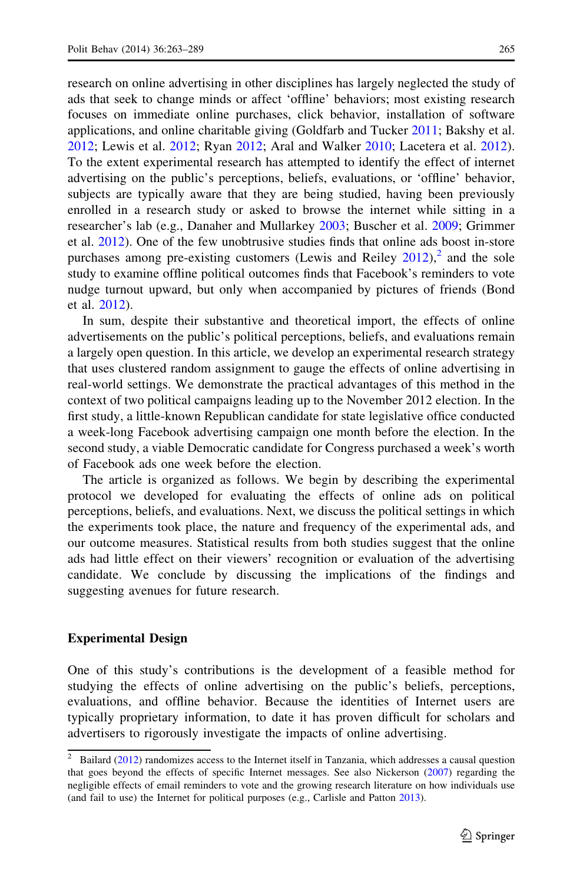research on online advertising in other disciplines has largely neglected the study of ads that seek to change minds or affect 'offline' behaviors; most existing research focuses on immediate online purchases, click behavior, installation of software applications, and online charitable giving (Goldfarb and Tucker 2011; Bakshy et al. 2012; Lewis et al. 2012; Ryan 2012; Aral and Walker 2010; Lacetera et al. 2012). To the extent experimental research has attempted to identify the effect of internet advertising on the public's perceptions, beliefs, evaluations, or 'offline' behavior, subjects are typically aware that they are being studied, having been previously enrolled in a research study or asked to browse the internet while sitting in a researcher's lab (e.g., Danaher and Mullarkey 2003; Buscher et al. 2009; Grimmer et al. 2012). One of the few unobtrusive studies finds that online ads boost in-store purchases among pre-existing customers (Lewis and Reiley 2012),[2] and the sole study to examine offline political outcomes finds that Facebook's reminders to vote nudge turnout upward, but only when accompanied by pictures of friends (Bond et al. 2012).

In sum, despite their substantive and theoretical import, the effects of online advertisements on the public's political perceptions, beliefs, and evaluations remain a largely open question. In this article, we develop an experimental research strategy that uses clustered random assignment to gauge the effects of online advertising in real-world settings. We demonstrate the practical advantages of this method in the context of two political campaigns leading up to the November 2012 election. In the first study, a little-known Republican candidate for state legislative office conducted a week-long Facebook advertising campaign one month before the election. In the second study, a viable Democratic candidate for Congress purchased a week's worth of Facebook ads one week before the election.

The article is organized as follows. We begin by describing the experimental protocol we developed for evaluating the effects of online ads on political perceptions, beliefs, and evaluations. Next, we discuss the political settings in which the experiments took place, the nature and frequency of the experimental ads, and our outcome measures. Statistical results from both studies suggest that the online ads had little effect on their viewers' recognition or evaluation of the advertising candidate. We conclude by discussing the implications of the findings and suggesting avenues for future research.

## Experimental Design

One of this study's contributions is the development of a feasible method for studying the effects of online advertising on the public's beliefs, perceptions, evaluations, and offline behavior. Because the identities of Internet users are typically proprietary information, to date it has proven difficult for scholars and advertisers to rigorously investigate the impacts of online advertising.

---

[2] Bailard (2012) randomizes access to the Internet itself in Tanzania, which addresses a causal question that goes beyond the effects of specific Internet messages. See also Nickerson (2007) regarding the negligible effects of email reminders to vote and the growing research literature on how individuals use (and fail to use) the Internet for political purposes (e.g., Carlisle and Patton 2013).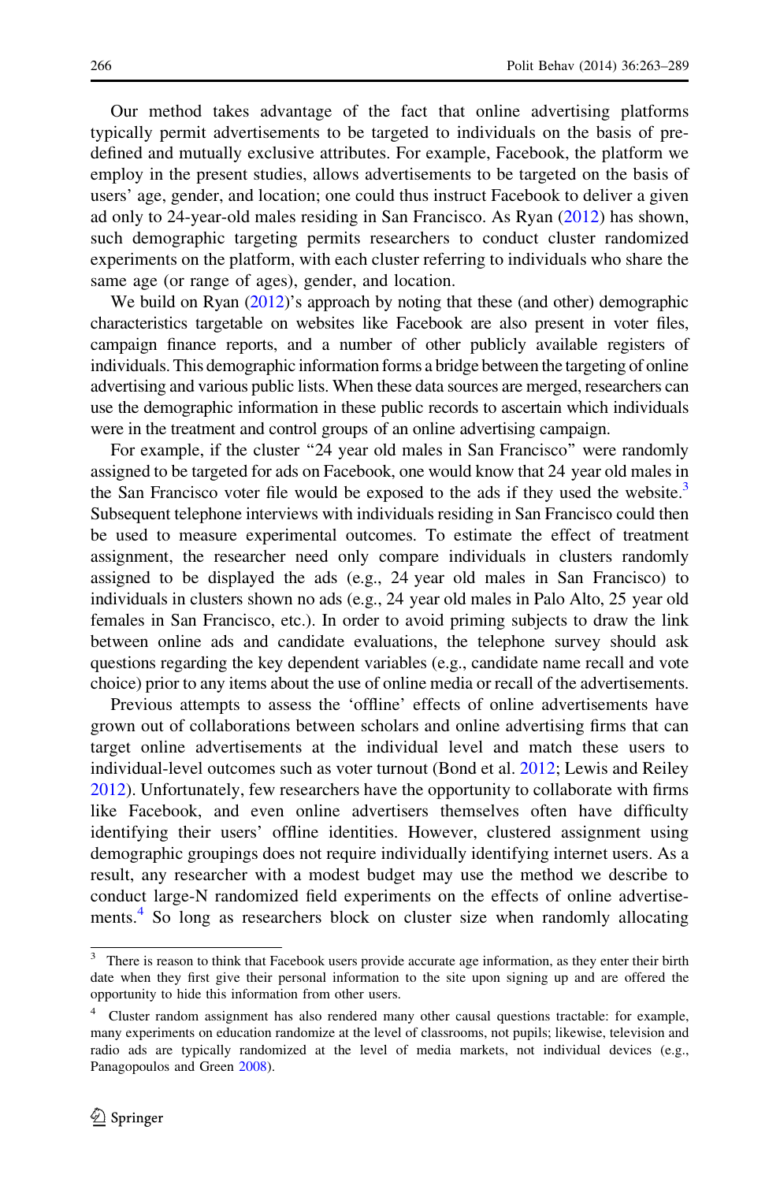Our method takes advantage of the fact that online advertising platforms typically permit advertisements to be targeted to individuals on the basis of pre-defined and mutually exclusive attributes. For example, Facebook, the platform we employ in the present studies, allows advertisements to be targeted on the basis of users' age, gender, and location; one could thus instruct Facebook to deliver a given ad only to 24-year-old males residing in San Francisco. As Ryan (2012) has shown, such demographic targeting permits researchers to conduct cluster randomized experiments on the platform, with each cluster referring to individuals who share the same age (or range of ages), gender, and location.

We build on Ryan (2012)'s approach by noting that these (and other) demographic characteristics targetable on websites like Facebook are also present in voter files, campaign finance reports, and a number of other publicly available registers of individuals. This demographic information forms a bridge between the targeting of online advertising and various public lists. When these data sources are merged, researchers can use the demographic information in these public records to ascertain which individuals were in the treatment and control groups of an online advertising campaign.

For example, if the cluster "24 year old males in San Francisco" were randomly assigned to be targeted for ads on Facebook, one would know that 24 year old males in the San Francisco voter file would be exposed to the ads if they used the website.[3] Subsequent telephone interviews with individuals residing in San Francisco could then be used to measure experimental outcomes. To estimate the effect of treatment assignment, the researcher need only compare individuals in clusters randomly assigned to be displayed the ads (e.g., 24 year old males in San Francisco) to individuals in clusters shown no ads (e.g., 24 year old males in Palo Alto, 25 year old females in San Francisco, etc.). In order to avoid priming subjects to draw the link between online ads and candidate evaluations, the telephone survey should ask questions regarding the key dependent variables (e.g., candidate name recall and vote choice) prior to any items about the use of online media or recall of the advertisements.

Previous attempts to assess the 'offline' effects of online advertisements have grown out of collaborations between scholars and online advertising firms that can target online advertisements at the individual level and match these users to individual-level outcomes such as voter turnout (Bond et al. 2012; Lewis and Reiley 2012). Unfortunately, few researchers have the opportunity to collaborate with firms like Facebook, and even online advertisers themselves often have difficulty identifying their users' offline identities. However, clustered assignment using demographic groupings does not require individually identifying internet users. As a result, any researcher with a modest budget may use the method we describe to conduct large-N randomized field experiments on the effects of online advertisements.[4] So long as researchers block on cluster size when randomly allocating

---

[3] There is reason to think that Facebook users provide accurate age information, as they enter their birth date when they first give their personal information to the site upon signing up and are offered the opportunity to hide this information from other users.

[4] Cluster random assignment has also rendered many other causal questions tractable: for example, many experiments on education randomize at the level of classrooms, not pupils; likewise, television and radio ads are typically randomized at the level of media markets, not individual devices (e.g., Panagopoulos and Green 2008).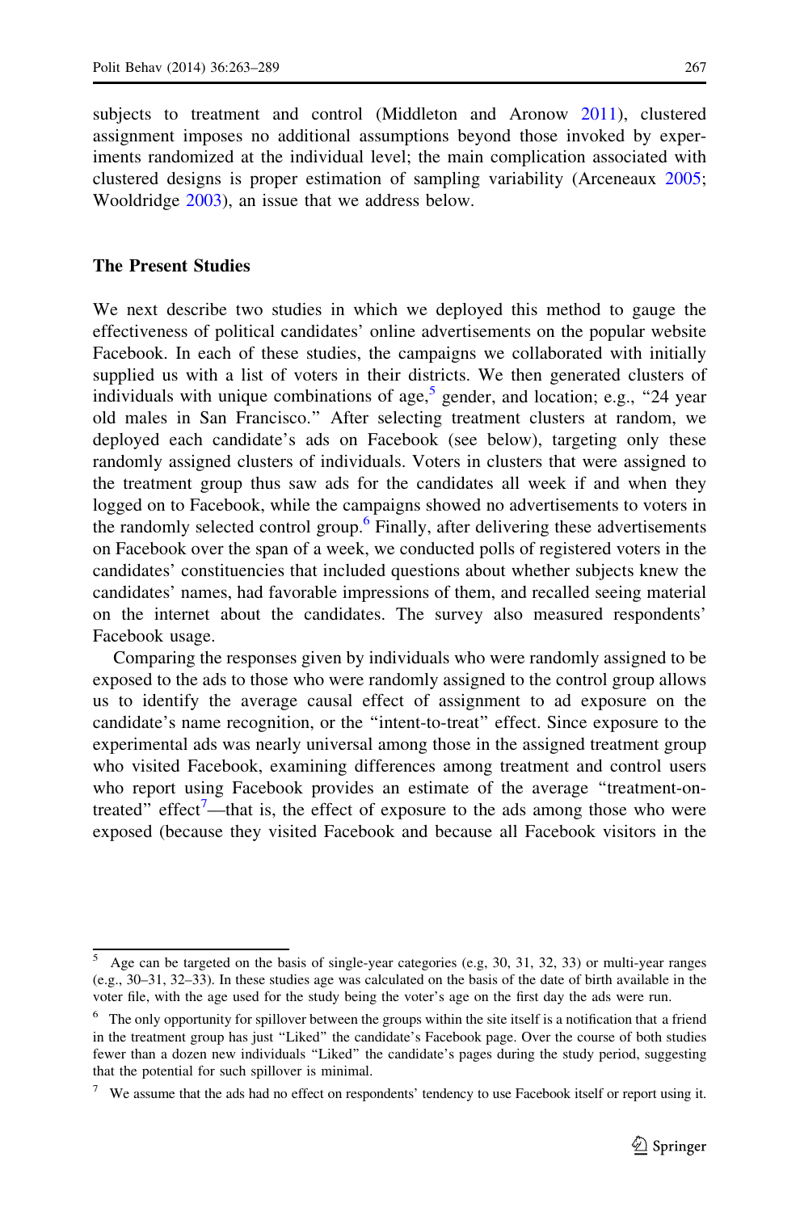subjects to treatment and control (Middleton and Aronow 2011), clustered assignment imposes no additional assumptions beyond those invoked by experiments randomized at the individual level; the main complication associated with clustered designs is proper estimation of sampling variability (Arceneaux 2005; Wooldridge 2003), an issue that we address below.

## The Present Studies

We next describe two studies in which we deployed this method to gauge the effectiveness of political candidates' online advertisements on the popular website Facebook. In each of these studies, the campaigns we collaborated with initially supplied us with a list of voters in their districts. We then generated clusters of individuals with unique combinations of age,[5] gender, and location; e.g., "24 year old males in San Francisco." After selecting treatment clusters at random, we deployed each candidate's ads on Facebook (see below), targeting only these randomly assigned clusters of individuals. Voters in clusters that were assigned to the treatment group thus saw ads for the candidates all week if and when they logged on to Facebook, while the campaigns showed no advertisements to voters in the randomly selected control group.[6] Finally, after delivering these advertisements on Facebook over the span of a week, we conducted polls of registered voters in the candidates' constituencies that included questions about whether subjects knew the candidates' names, had favorable impressions of them, and recalled seeing material on the internet about the candidates. The survey also measured respondents' Facebook usage.

Comparing the responses given by individuals who were randomly assigned to be exposed to the ads to those who were randomly assigned to the control group allows us to identify the average causal effect of assignment to ad exposure on the candidate's name recognition, or the "intent-to-treat" effect. Since exposure to the experimental ads was nearly universal among those in the assigned treatment group who visited Facebook, examining differences among treatment and control users who report using Facebook provides an estimate of the average "treatment-on-treated" effect[7]—that is, the effect of exposure to the ads among those who were exposed (because they visited Facebook and because all Facebook visitors in the

---

[5] Age can be targeted on the basis of single-year categories (e.g, 30, 31, 32, 33) or multi-year ranges (e.g., 30–31, 32–33). In these studies age was calculated on the basis of the date of birth available in the voter file, with the age used for the study being the voter's age on the first day the ads were run.

[6] The only opportunity for spillover between the groups within the site itself is a notification that a friend in the treatment group has just "Liked" the candidate's Facebook page. Over the course of both studies fewer than a dozen new individuals "Liked" the candidate's pages during the study period, suggesting that the potential for such spillover is minimal.

[7] We assume that the ads had no effect on respondents' tendency to use Facebook itself or report using it.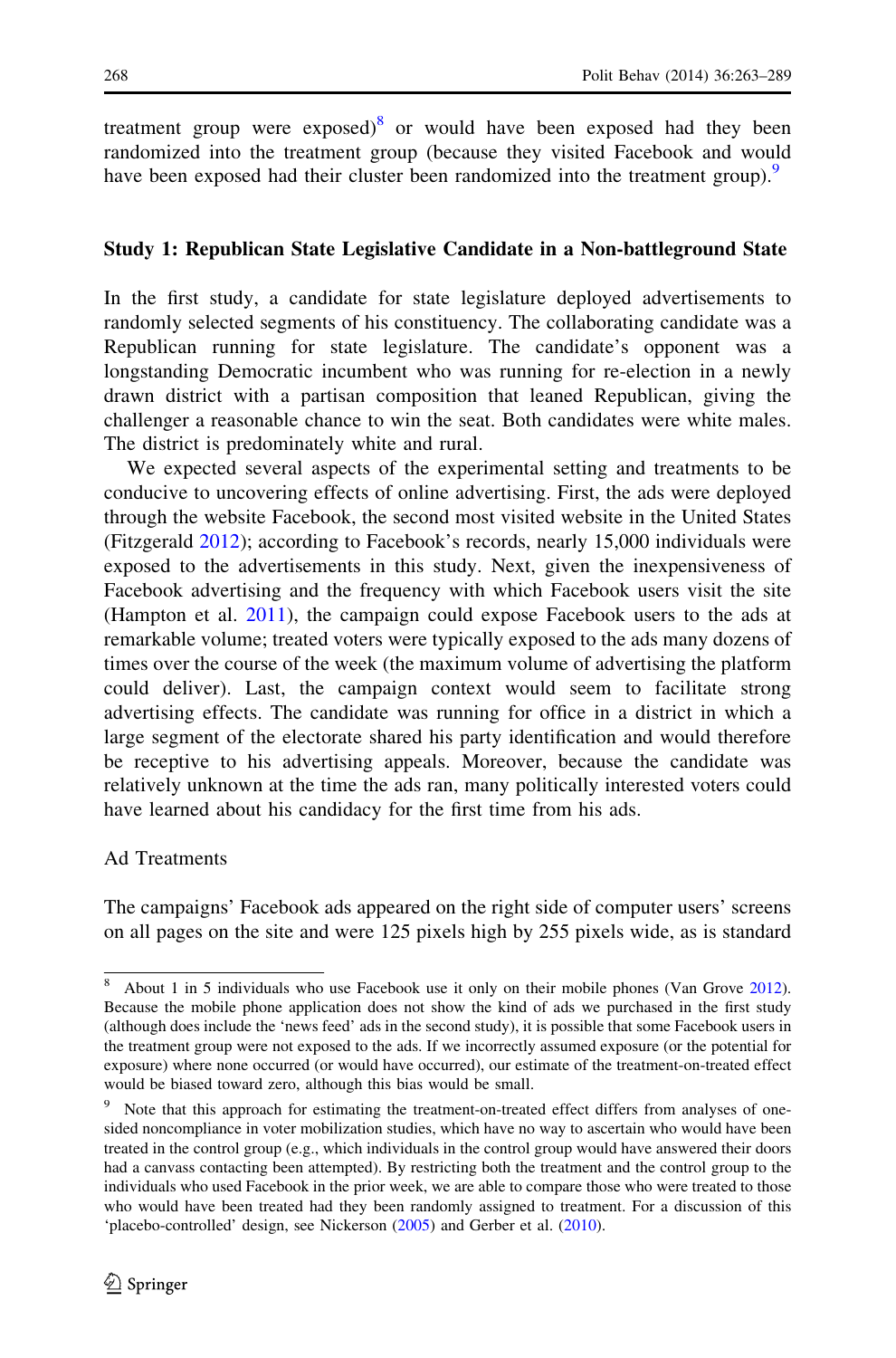treatment group were exposed)[8] or would have been exposed had they been randomized into the treatment group (because they visited Facebook and would have been exposed had their cluster been randomized into the treatment group).[9]

## Study 1: Republican State Legislative Candidate in a Non-battleground State

In the first study, a candidate for state legislature deployed advertisements to randomly selected segments of his constituency. The collaborating candidate was a Republican running for state legislature. The candidate's opponent was a longstanding Democratic incumbent who was running for re-election in a newly drawn district with a partisan composition that leaned Republican, giving the challenger a reasonable chance to win the seat. Both candidates were white males. The district is predominately white and rural.

We expected several aspects of the experimental setting and treatments to be conducive to uncovering effects of online advertising. First, the ads were deployed through the website Facebook, the second most visited website in the United States (Fitzgerald 2012); according to Facebook's records, nearly 15,000 individuals were exposed to the advertisements in this study. Next, given the inexpensiveness of Facebook advertising and the frequency with which Facebook users visit the site (Hampton et al. 2011), the campaign could expose Facebook users to the ads at remarkable volume; treated voters were typically exposed to the ads many dozens of times over the course of the week (the maximum volume of advertising the platform could deliver). Last, the campaign context would seem to facilitate strong advertising effects. The candidate was running for office in a district in which a large segment of the electorate shared his party identification and would therefore be receptive to his advertising appeals. Moreover, because the candidate was relatively unknown at the time the ads ran, many politically interested voters could have learned about his candidacy for the first time from his ads.

### Ad Treatments

The campaigns' Facebook ads appeared on the right side of computer users' screens on all pages on the site and were 125 pixels high by 255 pixels wide, as is standard

---

[8] About 1 in 5 individuals who use Facebook use it only on their mobile phones (Van Grove 2012). Because the mobile phone application does not show the kind of ads we purchased in the first study (although does include the 'news feed' ads in the second study), it is possible that some Facebook users in the treatment group were not exposed to the ads. If we incorrectly assumed exposure (or the potential for exposure) where none occurred (or would have occurred), our estimate of the treatment-on-treated effect would be biased toward zero, although this bias would be small.

[9] Note that this approach for estimating the treatment-on-treated effect differs from analyses of one-sided noncompliance in voter mobilization studies, which have no way to ascertain who would have been treated in the control group (e.g., which individuals in the control group would have answered their doors had a canvass contacting been attempted). By restricting both the treatment and the control group to the individuals who used Facebook in the prior week, we are able to compare those who were treated to those who would have been treated had they been randomly assigned to treatment. For a discussion of this 'placebo-controlled' design, see Nickerson (2005) and Gerber et al. (2010).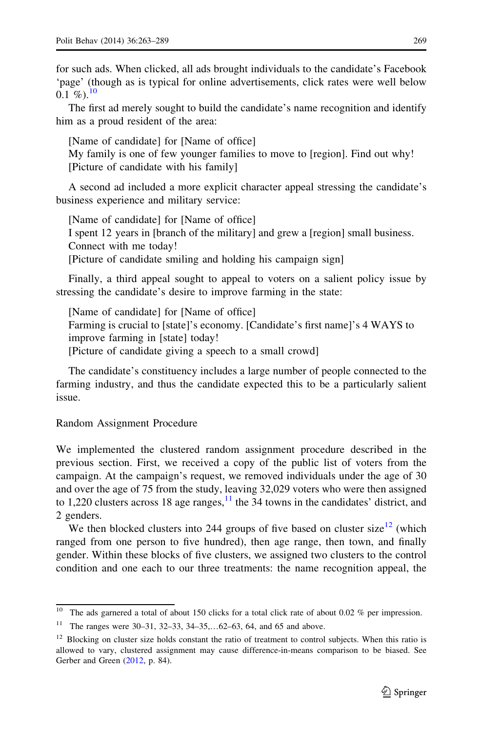for such ads. When clicked, all ads brought individuals to the candidate's Facebook 'page' (though as is typical for online advertisements, click rates were well below 0.1 %).[10]

The first ad merely sought to build the candidate's name recognition and identify him as a proud resident of the area:

> [Name of candidate] for [Name of office]
> My family is one of few younger families to move to [region]. Find out why!
> [Picture of candidate with his family]

A second ad included a more explicit character appeal stressing the candidate's business experience and military service:

> [Name of candidate] for [Name of office]
> I spent 12 years in [branch of the military] and grew a [region] small business. Connect with me today!
> [Picture of candidate smiling and holding his campaign sign]

Finally, a third appeal sought to appeal to voters on a salient policy issue by stressing the candidate's desire to improve farming in the state:

> [Name of candidate] for [Name of office]
> Farming is crucial to [state]'s economy. [Candidate's first name]'s 4 WAYS to improve farming in [state] today!
> [Picture of candidate giving a speech to a small crowd]

The candidate's constituency includes a large number of people connected to the farming industry, and thus the candidate expected this to be a particularly salient issue.

### Random Assignment Procedure

We implemented the clustered random assignment procedure described in the previous section. First, we received a copy of the public list of voters from the campaign. At the campaign's request, we removed individuals under the age of 30 and over the age of 75 from the study, leaving 32,029 voters who were then assigned to 1,220 clusters across 18 age ranges,[11] the 34 towns in the candidates' district, and 2 genders.

We then blocked clusters into 244 groups of five based on cluster size[12] (which ranged from one person to five hundred), then age range, then town, and finally gender. Within these blocks of five clusters, we assigned two clusters to the control condition and one each to our three treatments: the name recognition appeal, the

---

[10] The ads garnered a total of about 150 clicks for a total click rate of about 0.02 % per impression.

[11] The ranges were 30–31, 32–33, 34–35,…62–63, 64, and 65 and above.

[12] Blocking on cluster size holds constant the ratio of treatment to control subjects. When this ratio is allowed to vary, clustered assignment may cause difference-in-means comparison to be biased. See Gerber and Green (2012, p. 84).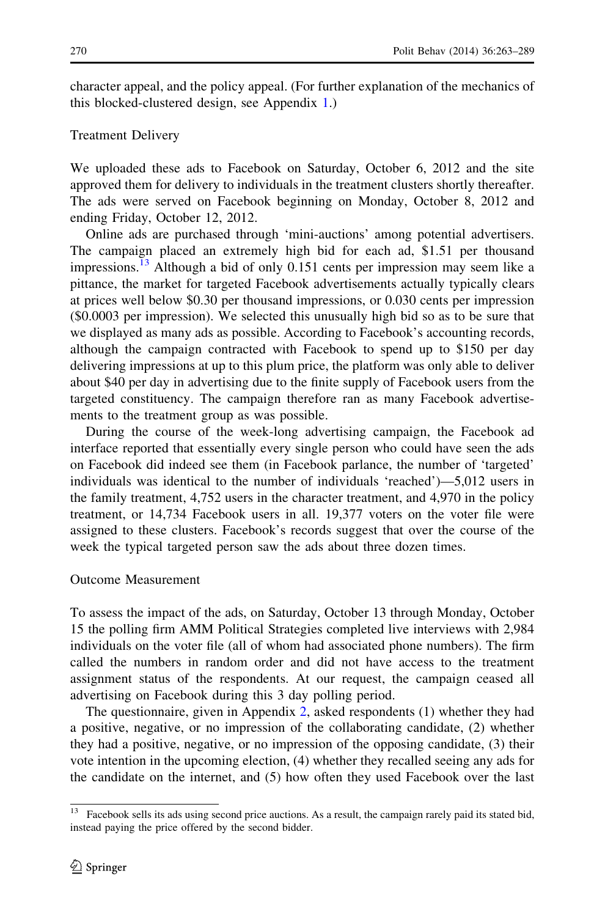character appeal, and the policy appeal. (For further explanation of the mechanics of this blocked-clustered design, see Appendix 1.)

### Treatment Delivery

We uploaded these ads to Facebook on Saturday, October 6, 2012 and the site approved them for delivery to individuals in the treatment clusters shortly thereafter. The ads were served on Facebook beginning on Monday, October 8, 2012 and ending Friday, October 12, 2012.

Online ads are purchased through 'mini-auctions' among potential advertisers. The campaign placed an extremely high bid for each ad, $1.51 per thousand impressions.[13] Although a bid of only 0.151 cents per impression may seem like a pittance, the market for targeted Facebook advertisements actually typically clears at prices well below $0.30 per thousand impressions, or 0.030 cents per impression ($0.0003 per impression). We selected this unusually high bid so as to be sure that we displayed as many ads as possible. According to Facebook's accounting records, although the campaign contracted with Facebook to spend up to $150 per day delivering impressions at up to this plum price, the platform was only able to deliver about $40 per day in advertising due to the finite supply of Facebook users from the targeted constituency. The campaign therefore ran as many Facebook advertisements to the treatment group as was possible.

During the course of the week-long advertising campaign, the Facebook ad interface reported that essentially every single person who could have seen the ads on Facebook did indeed see them (in Facebook parlance, the number of 'targeted' individuals was identical to the number of individuals 'reached')—5,012 users in the family treatment, 4,752 users in the character treatment, and 4,970 in the policy treatment, or 14,734 Facebook users in all. 19,377 voters on the voter file were assigned to these clusters. Facebook's records suggest that over the course of the week the typical targeted person saw the ads about three dozen times.

### Outcome Measurement

To assess the impact of the ads, on Saturday, October 13 through Monday, October 15 the polling firm AMM Political Strategies completed live interviews with 2,984 individuals on the voter file (all of whom had associated phone numbers). The firm called the numbers in random order and did not have access to the treatment assignment status of the respondents. At our request, the campaign ceased all advertising on Facebook during this 3 day polling period.

The questionnaire, given in Appendix 2, asked respondents (1) whether they had a positive, negative, or no impression of the collaborating candidate, (2) whether they had a positive, negative, or no impression of the opposing candidate, (3) their vote intention in the upcoming election, (4) whether they recalled seeing any ads for the candidate on the internet, and (5) how often they used Facebook over the last

---

[13] Facebook sells its ads using second price auctions. As a result, the campaign rarely paid its stated bid, instead paying the price offered by the second bidder.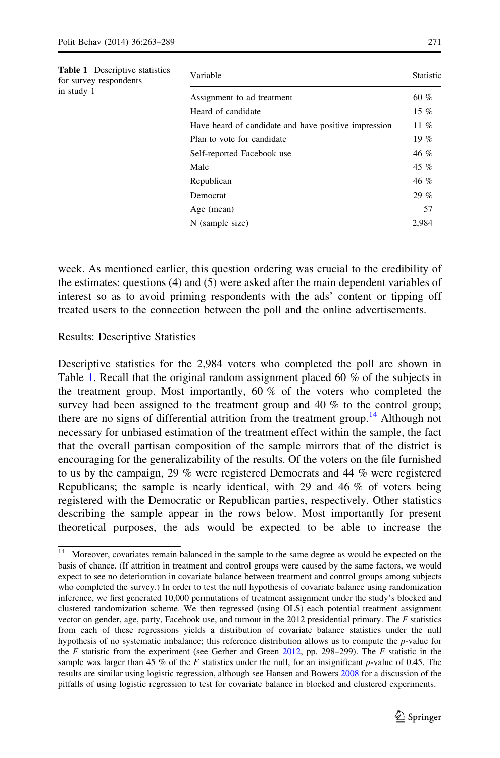**Table 1** Descriptive statistics for survey respondents in study 1

| Variable | Statistic |
|---|---|
| Assignment to ad treatment | 60 % |
| Heard of candidate | 15 % |
| Have heard of candidate and have positive impression | 11 % |
| Plan to vote for candidate | 19 % |
| Self-reported Facebook use | 46 % |
| Male | 45 % |
| Republican | 46 % |
| Democrat | 29 % |
| Age (mean) | 57 |
| N (sample size) | 2,984 |

week. As mentioned earlier, this question ordering was crucial to the credibility of the estimates: questions (4) and (5) were asked after the main dependent variables of interest so as to avoid priming respondents with the ads' content or tipping off treated users to the connection between the poll and the online advertisements.

## Results: Descriptive Statistics

Descriptive statistics for the 2,984 voters who completed the poll are shown in Table 1. Recall that the original random assignment placed 60 % of the subjects in the treatment group. Most importantly, 60 % of the voters who completed the survey had been assigned to the treatment group and 40 % to the control group; there are no signs of differential attrition from the treatment group.[14] Although not necessary for unbiased estimation of the treatment effect within the sample, the fact that the overall partisan composition of the sample mirrors that of the district is encouraging for the generalizability of the results. Of the voters on the file furnished to us by the campaign, 29 % were registered Democrats and 44 % were registered Republicans; the sample is nearly identical, with 29 and 46 % of voters being registered with the Democratic or Republican parties, respectively. Other statistics describing the sample appear in the rows below. Most importantly for present theoretical purposes, the ads would be expected to be able to increase the

[14] Moreover, covariates remain balanced in the sample to the same degree as would be expected on the basis of chance. (If attrition in treatment and control groups were caused by the same factors, we would expect to see no deterioration in covariate balance between treatment and control groups among subjects who completed the survey.) In order to test the null hypothesis of covariate balance using randomization inference, we first generated 10,000 permutations of treatment assignment under the study's blocked and clustered randomization scheme. We then regressed (using OLS) each potential treatment assignment vector on gender, age, party, Facebook use, and turnout in the 2012 presidential primary. The $F$ statistics from each of these regressions yields a distribution of covariate balance statistics under the null hypothesis of no systematic imbalance; this reference distribution allows us to compute the $p$-value for the $F$ statistic from the experiment (see Gerber and Green 2012, pp. 298–299). The $F$ statistic in the sample was larger than 45 % of the $F$ statistics under the null, for an insignificant $p$-value of 0.45. The results are similar using logistic regression, although see Hansen and Bowers 2008 for a discussion of the pitfalls of using logistic regression to test for covariate balance in blocked and clustered experiments.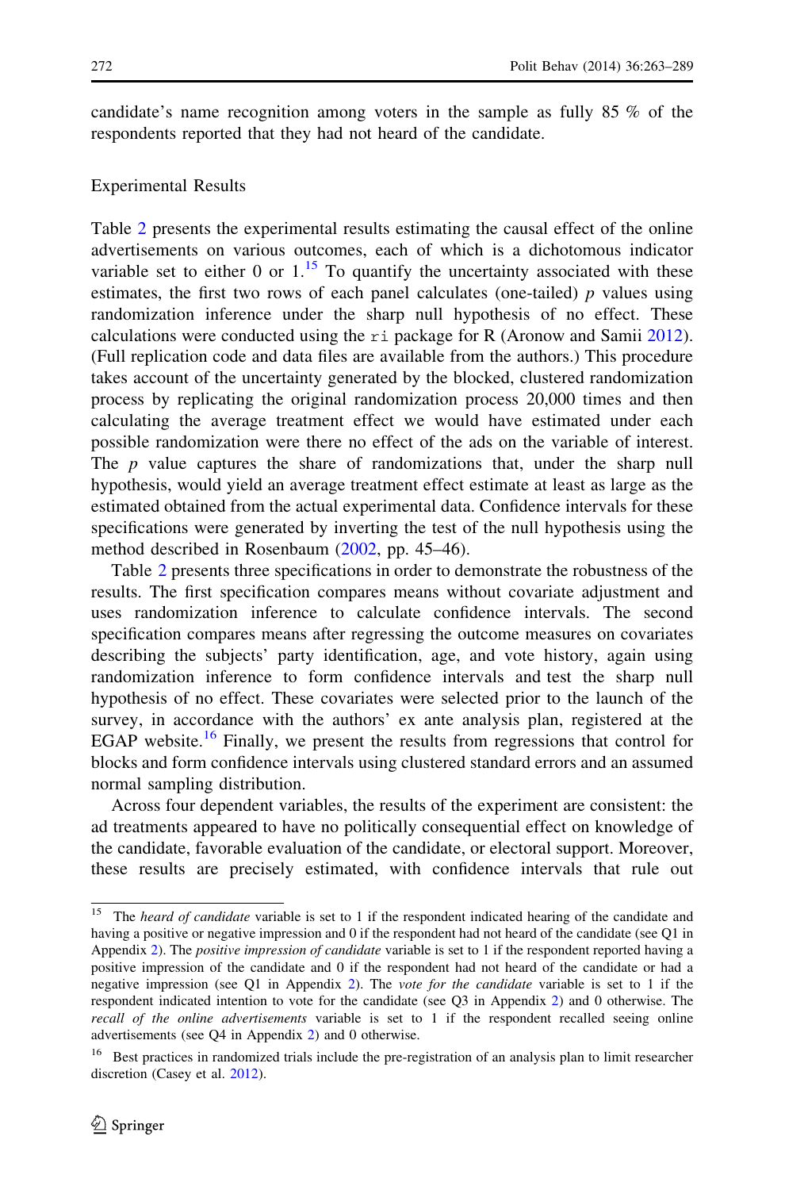candidate's name recognition among voters in the sample as fully 85 % of the respondents reported that they had not heard of the candidate.

## Experimental Results

Table 2 presents the experimental results estimating the causal effect of the online advertisements on various outcomes, each of which is a dichotomous indicator variable set to either 0 or 1.[15] To quantify the uncertainty associated with these estimates, the first two rows of each panel calculates (one-tailed) $p$ values using randomization inference under the sharp null hypothesis of no effect. These calculations were conducted using the `ri` package for R (Aronow and Samii 2012). (Full replication code and data files are available from the authors.) This procedure takes account of the uncertainty generated by the blocked, clustered randomization process by replicating the original randomization process 20,000 times and then calculating the average treatment effect we would have estimated under each possible randomization were there no effect of the ads on the variable of interest. The $p$ value captures the share of randomizations that, under the sharp null hypothesis, would yield an average treatment effect estimate at least as large as the estimated obtained from the actual experimental data. Confidence intervals for these specifications were generated by inverting the test of the null hypothesis using the method described in Rosenbaum (2002, pp. 45–46).

Table 2 presents three specifications in order to demonstrate the robustness of the results. The first specification compares means without covariate adjustment and uses randomization inference to calculate confidence intervals. The second specification compares means after regressing the outcome measures on covariates describing the subjects' party identification, age, and vote history, again using randomization inference to form confidence intervals and test the sharp null hypothesis of no effect. These covariates were selected prior to the launch of the survey, in accordance with the authors' ex ante analysis plan, registered at the EGAP website.[16] Finally, we present the results from regressions that control for blocks and form confidence intervals using clustered standard errors and an assumed normal sampling distribution.

Across four dependent variables, the results of the experiment are consistent: the ad treatments appeared to have no politically consequential effect on knowledge of the candidate, favorable evaluation of the candidate, or electoral support. Moreover, these results are precisely estimated, with confidence intervals that rule out

---

[15] The *heard of candidate* variable is set to 1 if the respondent indicated hearing of the candidate and having a positive or negative impression and 0 if the respondent had not heard of the candidate (see Q1 in Appendix 2). The *positive impression of candidate* variable is set to 1 if the respondent reported having a positive impression of the candidate and 0 if the respondent had not heard of the candidate or had a negative impression (see Q1 in Appendix 2). The *vote for the candidate* variable is set to 1 if the respondent indicated intention to vote for the candidate (see Q3 in Appendix 2) and 0 otherwise. The *recall of the online advertisements* variable is set to 1 if the respondent recalled seeing online advertisements (see Q4 in Appendix 2) and 0 otherwise.

[16] Best practices in randomized trials include the pre-registration of an analysis plan to limit researcher discretion (Casey et al. 2012).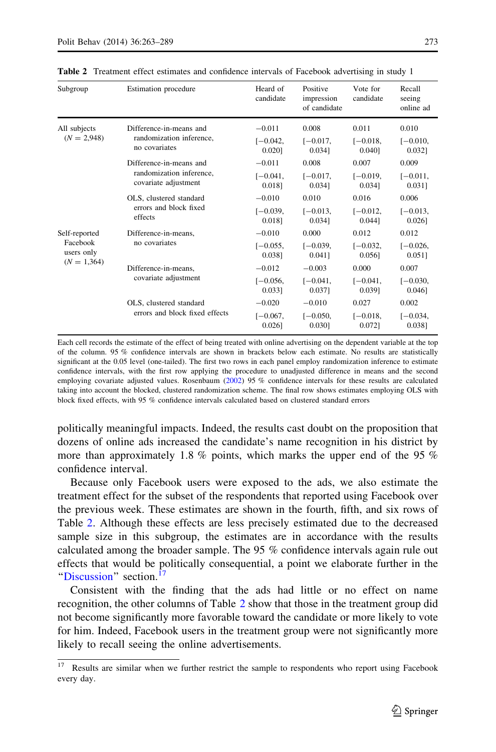**Table 2** Treatment effect estimates and confidence intervals of Facebook advertising in study 1

| Subgroup | Estimation procedure | Heard of candidate | Positive impression of candidate | Vote for candidate | Recall seeing online ad |
|---|---|---|---|---|---|
| All subjects ($N = 2{,}948$) | Difference-in-means and randomization inference, no covariates | −0.011 | 0.008 | 0.011 | 0.010 |
| | | [−0.042, 0.020] | [−0.017, 0.034] | [−0.018, 0.040] | [−0.010, 0.032] |
| | Difference-in-means and randomization inference, covariate adjustment | −0.011 | 0.008 | 0.007 | 0.009 |
| | | [−0.041, 0.018] | [−0.017, 0.034] | [−0.019, 0.034] | [−0.011, 0.031] |
| | OLS, clustered standard errors and block fixed effects | −0.010 | 0.010 | 0.016 | 0.006 |
| | | [−0.039, 0.018] | [−0.013, 0.034] | [−0.012, 0.044] | [−0.013, 0.026] |
| Self-reported Facebook users only ($N = 1{,}364$) | Difference-in-means, no covariates | −0.010 | 0.000 | 0.012 | 0.012 |
| | | [−0.055, 0.038] | [−0.039, 0.041] | [−0.032, 0.056] | [−0.026, 0.051] |
| | Difference-in-means, covariate adjustment | −0.012 | −0.003 | 0.000 | 0.007 |
| | | [−0.056, 0.033] | [−0.041, 0.037] | [−0.041, 0.039] | [−0.030, 0.046] |
| | OLS, clustered standard errors and block fixed effects | −0.020 | −0.010 | 0.027 | 0.002 |
| | | [−0.067, 0.026] | [−0.050, 0.030] | [−0.018, 0.072] | [−0.034, 0.038] |

Each cell records the estimate of the effect of being treated with online advertising on the dependent variable at the top of the column. 95 % confidence intervals are shown in brackets below each estimate. No results are statistically significant at the 0.05 level (one-tailed). The first two rows in each panel employ randomization inference to estimate confidence intervals, with the first row applying the procedure to unadjusted difference in means and the second employing covariate adjusted values. Rosenbaum (2002) 95 % confidence intervals for these results are calculated taking into account the blocked, clustered randomization scheme. The final row shows estimates employing OLS with block fixed effects, with 95 % confidence intervals calculated based on clustered standard errors

politically meaningful impacts. Indeed, the results cast doubt on the proposition that dozens of online ads increased the candidate's name recognition in his district by more than approximately 1.8 % points, which marks the upper end of the 95 % confidence interval.

Because only Facebook users were exposed to the ads, we also estimate the treatment effect for the subset of the respondents that reported using Facebook over the previous week. These estimates are shown in the fourth, fifth, and six rows of Table 2. Although these effects are less precisely estimated due to the decreased sample size in this subgroup, the estimates are in accordance with the results calculated among the broader sample. The 95 % confidence intervals again rule out effects that would be politically consequential, a point we elaborate further in the "Discussion" section.[17]

Consistent with the finding that the ads had little or no effect on name recognition, the other columns of Table 2 show that those in the treatment group did not become significantly more favorable toward the candidate or more likely to vote for him. Indeed, Facebook users in the treatment group were not significantly more likely to recall seeing the online advertisements.

[17] Results are similar when we further restrict the sample to respondents who report using Facebook every day.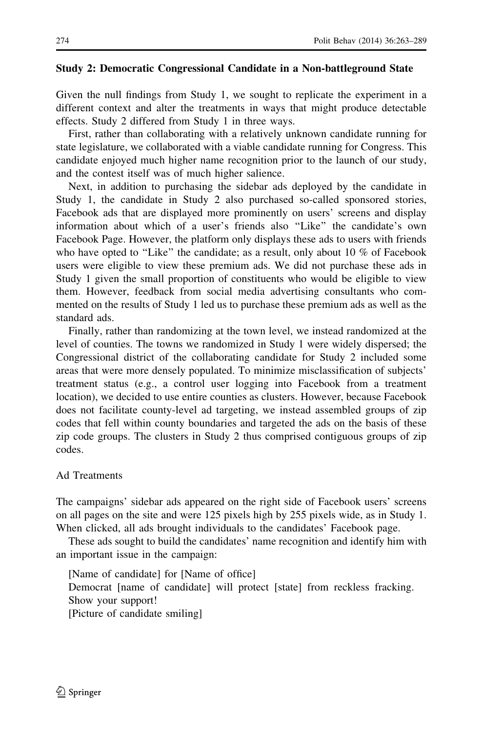### Study 2: Democratic Congressional Candidate in a Non-battleground State

Given the null findings from Study 1, we sought to replicate the experiment in a different context and alter the treatments in ways that might produce detectable effects. Study 2 differed from Study 1 in three ways.

First, rather than collaborating with a relatively unknown candidate running for state legislature, we collaborated with a viable candidate running for Congress. This candidate enjoyed much higher name recognition prior to the launch of our study, and the contest itself was of much higher salience.

Next, in addition to purchasing the sidebar ads deployed by the candidate in Study 1, the candidate in Study 2 also purchased so-called sponsored stories, Facebook ads that are displayed more prominently on users' screens and display information about which of a user's friends also "Like" the candidate's own Facebook Page. However, the platform only displays these ads to users with friends who have opted to "Like" the candidate; as a result, only about 10 % of Facebook users were eligible to view these premium ads. We did not purchase these ads in Study 1 given the small proportion of constituents who would be eligible to view them. However, feedback from social media advertising consultants who commented on the results of Study 1 led us to purchase these premium ads as well as the standard ads.

Finally, rather than randomizing at the town level, we instead randomized at the level of counties. The towns we randomized in Study 1 were widely dispersed; the Congressional district of the collaborating candidate for Study 2 included some areas that were more densely populated. To minimize misclassification of subjects' treatment status (e.g., a control user logging into Facebook from a treatment location), we decided to use entire counties as clusters. However, because Facebook does not facilitate county-level ad targeting, we instead assembled groups of zip codes that fell within county boundaries and targeted the ads on the basis of these zip code groups. The clusters in Study 2 thus comprised contiguous groups of zip codes.

#### Ad Treatments

The campaigns' sidebar ads appeared on the right side of Facebook users' screens on all pages on the site and were 125 pixels high by 255 pixels wide, as in Study 1. When clicked, all ads brought individuals to the candidates' Facebook page.

These ads sought to build the candidates' name recognition and identify him with an important issue in the campaign:

> [Name of candidate] for [Name of office]
> Democrat [name of candidate] will protect [state] from reckless fracking. Show your support!
> [Picture of candidate smiling]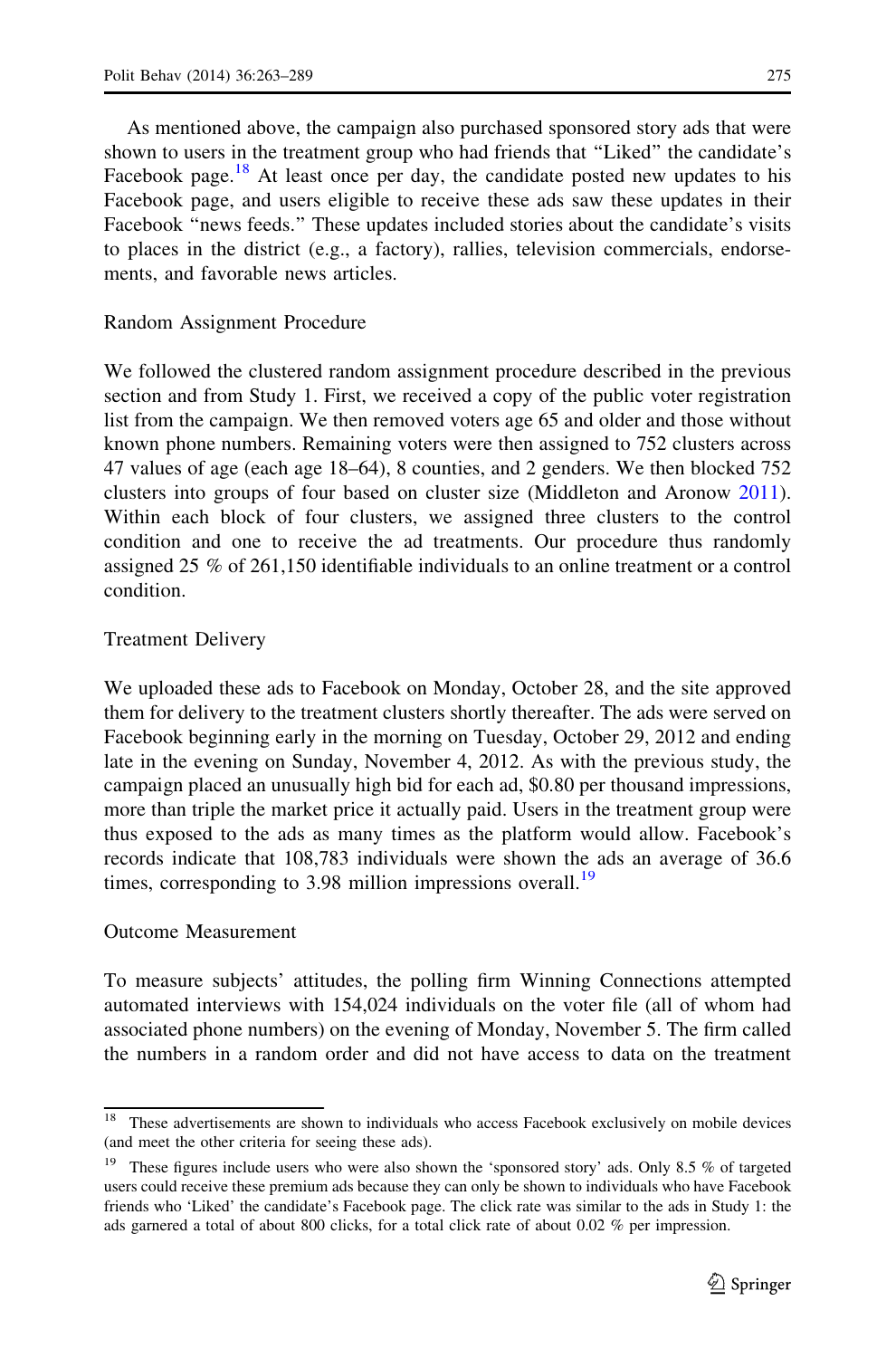As mentioned above, the campaign also purchased sponsored story ads that were shown to users in the treatment group who had friends that "Liked" the candidate's Facebook page.[18] At least once per day, the candidate posted new updates to his Facebook page, and users eligible to receive these ads saw these updates in their Facebook "news feeds." These updates included stories about the candidate's visits to places in the district (e.g., a factory), rallies, television commercials, endorsements, and favorable news articles.

### Random Assignment Procedure

We followed the clustered random assignment procedure described in the previous section and from Study 1. First, we received a copy of the public voter registration list from the campaign. We then removed voters age 65 and older and those without known phone numbers. Remaining voters were then assigned to 752 clusters across 47 values of age (each age 18–64), 8 counties, and 2 genders. We then blocked 752 clusters into groups of four based on cluster size (Middleton and Aronow 2011). Within each block of four clusters, we assigned three clusters to the control condition and one to receive the ad treatments. Our procedure thus randomly assigned 25 % of 261,150 identifiable individuals to an online treatment or a control condition.

### Treatment Delivery

We uploaded these ads to Facebook on Monday, October 28, and the site approved them for delivery to the treatment clusters shortly thereafter. The ads were served on Facebook beginning early in the morning on Tuesday, October 29, 2012 and ending late in the evening on Sunday, November 4, 2012. As with the previous study, the campaign placed an unusually high bid for each ad, $0.80 per thousand impressions, more than triple the market price it actually paid. Users in the treatment group were thus exposed to the ads as many times as the platform would allow. Facebook's records indicate that 108,783 individuals were shown the ads an average of 36.6 times, corresponding to 3.98 million impressions overall.[19]

### Outcome Measurement

To measure subjects' attitudes, the polling firm Winning Connections attempted automated interviews with 154,024 individuals on the voter file (all of whom had associated phone numbers) on the evening of Monday, November 5. The firm called the numbers in a random order and did not have access to data on the treatment

---

[18] These advertisements are shown to individuals who access Facebook exclusively on mobile devices (and meet the other criteria for seeing these ads).

[19] These figures include users who were also shown the 'sponsored story' ads. Only 8.5 % of targeted users could receive these premium ads because they can only be shown to individuals who have Facebook friends who 'Liked' the candidate's Facebook page. The click rate was similar to the ads in Study 1: the ads garnered a total of about 800 clicks, for a total click rate of about 0.02 % per impression.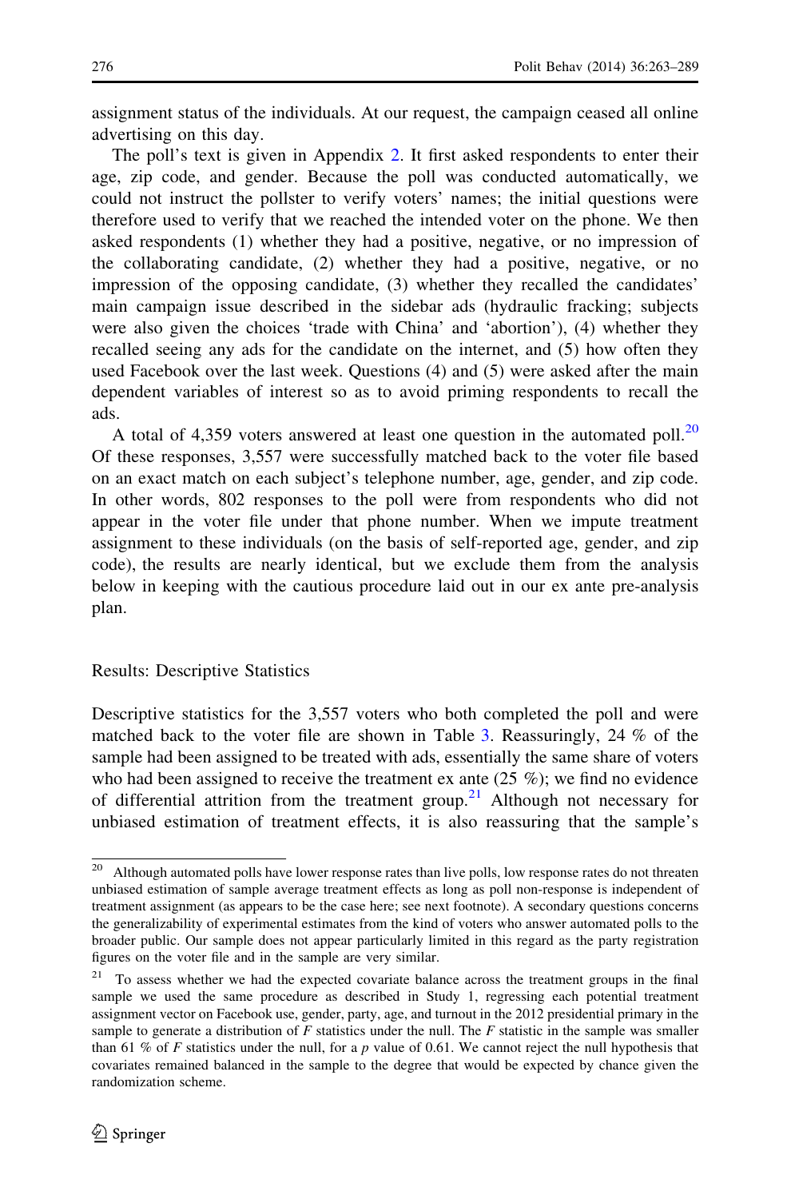assignment status of the individuals. At our request, the campaign ceased all online advertising on this day.

The poll's text is given in Appendix 2. It first asked respondents to enter their age, zip code, and gender. Because the poll was conducted automatically, we could not instruct the pollster to verify voters' names; the initial questions were therefore used to verify that we reached the intended voter on the phone. We then asked respondents (1) whether they had a positive, negative, or no impression of the collaborating candidate, (2) whether they had a positive, negative, or no impression of the opposing candidate, (3) whether they recalled the candidates' main campaign issue described in the sidebar ads (hydraulic fracking; subjects were also given the choices 'trade with China' and 'abortion'), (4) whether they recalled seeing any ads for the candidate on the internet, and (5) how often they used Facebook over the last week. Questions (4) and (5) were asked after the main dependent variables of interest so as to avoid priming respondents to recall the ads.

A total of 4,359 voters answered at least one question in the automated poll.[20] Of these responses, 3,557 were successfully matched back to the voter file based on an exact match on each subject's telephone number, age, gender, and zip code. In other words, 802 responses to the poll were from respondents who did not appear in the voter file under that phone number. When we impute treatment assignment to these individuals (on the basis of self-reported age, gender, and zip code), the results are nearly identical, but we exclude them from the analysis below in keeping with the cautious procedure laid out in our ex ante pre-analysis plan.

## Results: Descriptive Statistics

Descriptive statistics for the 3,557 voters who both completed the poll and were matched back to the voter file are shown in Table 3. Reassuringly, 24 % of the sample had been assigned to be treated with ads, essentially the same share of voters who had been assigned to receive the treatment ex ante (25 %); we find no evidence of differential attrition from the treatment group.[21] Although not necessary for unbiased estimation of treatment effects, it is also reassuring that the sample's

---

[20] Although automated polls have lower response rates than live polls, low response rates do not threaten unbiased estimation of sample average treatment effects as long as poll non-response is independent of treatment assignment (as appears to be the case here; see next footnote). A secondary questions concerns the generalizability of experimental estimates from the kind of voters who answer automated polls to the broader public. Our sample does not appear particularly limited in this regard as the party registration figures on the voter file and in the sample are very similar.

[21] To assess whether we had the expected covariate balance across the treatment groups in the final sample we used the same procedure as described in Study 1, regressing each potential treatment assignment vector on Facebook use, gender, party, age, and turnout in the 2012 presidential primary in the sample to generate a distribution of $F$ statistics under the null. The $F$ statistic in the sample was smaller than 61 % of $F$ statistics under the null, for a $p$ value of 0.61. We cannot reject the null hypothesis that covariates remained balanced in the sample to the degree that would be expected by chance given the randomization scheme.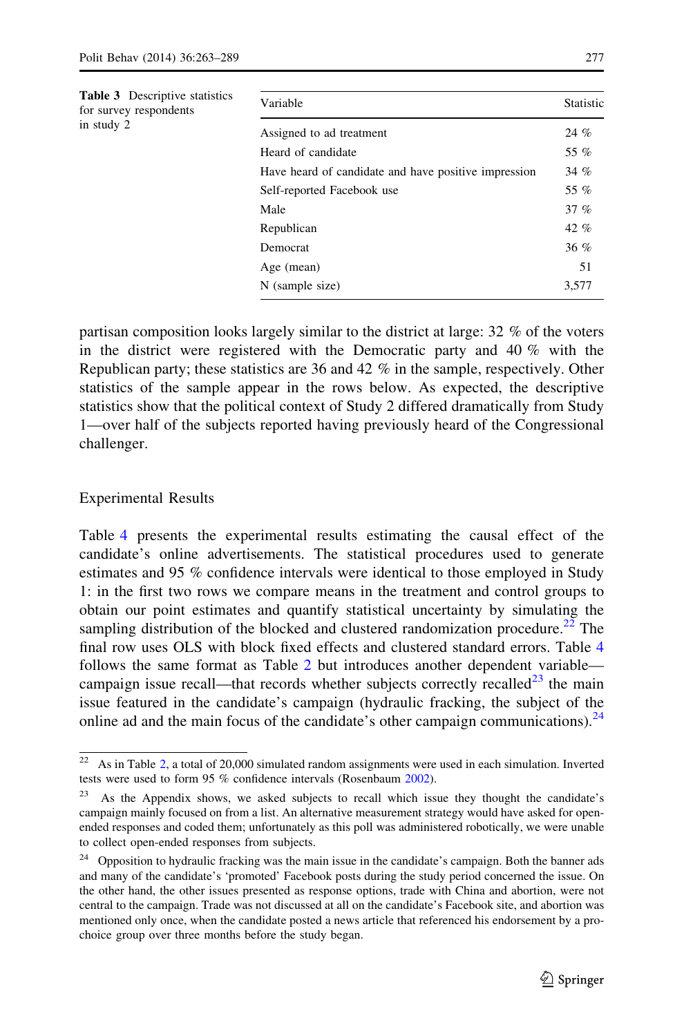**Table 3** Descriptive statistics for survey respondents in study 2

| Variable | Statistic |
|---|---|
| Assigned to ad treatment | 24 % |
| Heard of candidate | 55 % |
| Have heard of candidate and have positive impression | 34 % |
| Self-reported Facebook use | 55 % |
| Male | 37 % |
| Republican | 42 % |
| Democrat | 36 % |
| Age (mean) | 51 |
| N (sample size) | 3,577 |

partisan composition looks largely similar to the district at large: 32 % of the voters in the district were registered with the Democratic party and 40 % with the Republican party; these statistics are 36 and 42 % in the sample, respectively. Other statistics of the sample appear in the rows below. As expected, the descriptive statistics show that the political context of Study 2 differed dramatically from Study 1—over half of the subjects reported having previously heard of the Congressional challenger.

### Experimental Results

Table 4 presents the experimental results estimating the causal effect of the candidate's online advertisements. The statistical procedures used to generate estimates and 95 % confidence intervals were identical to those employed in Study 1: in the first two rows we compare means in the treatment and control groups to obtain our point estimates and quantify statistical uncertainty by simulating the sampling distribution of the blocked and clustered randomization procedure.[22] The final row uses OLS with block fixed effects and clustered standard errors. Table 4 follows the same format as Table 2 but introduces another dependent variable—campaign issue recall—that records whether subjects correctly recalled[23] the main issue featured in the candidate's campaign (hydraulic fracking, the subject of the online ad and the main focus of the candidate's other campaign communications).[24]

---

[22] As in Table 2, a total of 20,000 simulated random assignments were used in each simulation. Inverted tests were used to form 95 % confidence intervals (Rosenbaum 2002).

[23] As the Appendix shows, we asked subjects to recall which issue they thought the candidate's campaign mainly focused on from a list. An alternative measurement strategy would have asked for open-ended responses and coded them; unfortunately as this poll was administered robotically, we were unable to collect open-ended responses from subjects.

[24] Opposition to hydraulic fracking was the main issue in the candidate's campaign. Both the banner ads and many of the candidate's 'promoted' Facebook posts during the study period concerned the issue. On the other hand, the other issues presented as response options, trade with China and abortion, were not central to the campaign. Trade was not discussed at all on the candidate's Facebook site, and abortion was mentioned only once, when the candidate posted a news article that referenced his endorsement by a pro-choice group over three months before the study began.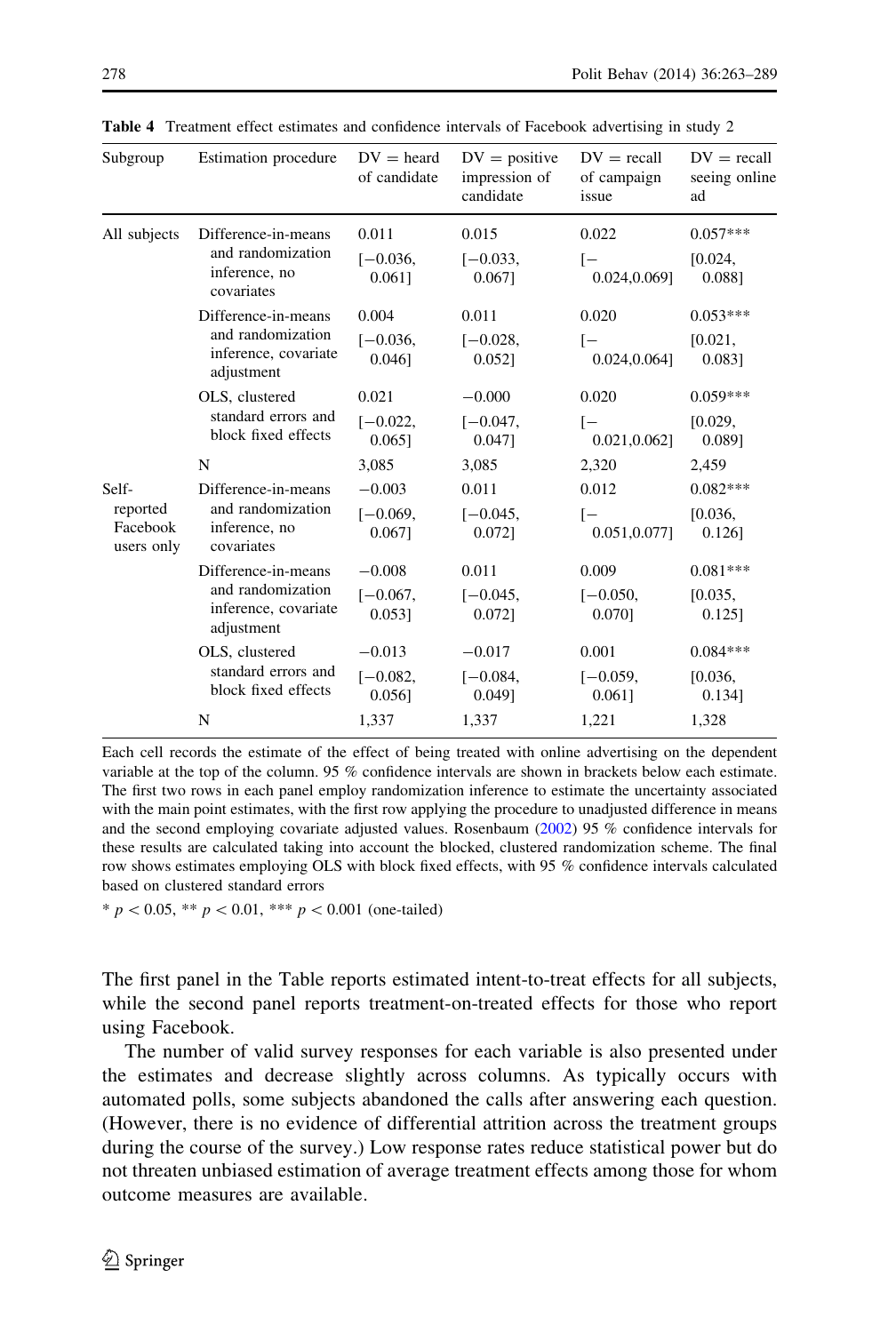**Table 4** Treatment effect estimates and confidence intervals of Facebook advertising in study 2

| Subgroup | Estimation procedure | DV = heard of candidate | DV = positive impression of candidate | DV = recall of campaign issue | DV = recall seeing online ad |
|---|---|---|---|---|---|
| All subjects | Difference-in-means and randomization inference, no covariates | 0.011 [−0.036, 0.061] | 0.015 [−0.033, 0.067] | 0.022 [−0.024,0.069] | 0.057*** [0.024, 0.088] |
| | Difference-in-means and randomization inference, covariate adjustment | 0.004 [−0.036, 0.046] | 0.011 [−0.028, 0.052] | 0.020 [−0.024,0.064] | 0.053*** [0.021, 0.083] |
| | OLS, clustered standard errors and block fixed effects | 0.021 [−0.022, 0.065] | −0.000 [−0.047, 0.047] | 0.020 [−0.021,0.062] | 0.059*** [0.029, 0.089] |
| | N | 3,085 | 3,085 | 2,320 | 2,459 |
| Self-reported Facebook users only | Difference-in-means and randomization inference, no covariates | −0.003 [−0.069, 0.067] | 0.011 [−0.045, 0.072] | 0.012 [−0.051,0.077] | 0.082*** [0.036, 0.126] |
| | Difference-in-means and randomization inference, covariate adjustment | −0.008 [−0.067, 0.053] | 0.011 [−0.045, 0.072] | 0.009 [−0.050, 0.070] | 0.081*** [0.035, 0.125] |
| | OLS, clustered standard errors and block fixed effects | −0.013 [−0.082, 0.056] | −0.017 [−0.084, 0.049] | 0.001 [−0.059, 0.061] | 0.084*** [0.036, 0.134] |
| | N | 1,337 | 1,337 | 1,221 | 1,328 |

Each cell records the estimate of the effect of being treated with online advertising on the dependent variable at the top of the column. 95 % confidence intervals are shown in brackets below each estimate. The first two rows in each panel employ randomization inference to estimate the uncertainty associated with the main point estimates, with the first row applying the procedure to unadjusted difference in means and the second employing covariate adjusted values. Rosenbaum (2002) 95 % confidence intervals for these results are calculated taking into account the blocked, clustered randomization scheme. The final row shows estimates employing OLS with block fixed effects, with 95 % confidence intervals calculated based on clustered standard errors

* $p < 0.05$, ** $p < 0.01$, *** $p < 0.001$ (one-tailed)

The first panel in the Table reports estimated intent-to-treat effects for all subjects, while the second panel reports treatment-on-treated effects for those who report using Facebook.

The number of valid survey responses for each variable is also presented under the estimates and decrease slightly across columns. As typically occurs with automated polls, some subjects abandoned the calls after answering each question. (However, there is no evidence of differential attrition across the treatment groups during the course of the survey.) Low response rates reduce statistical power but do not threaten unbiased estimation of average treatment effects among those for whom outcome measures are available.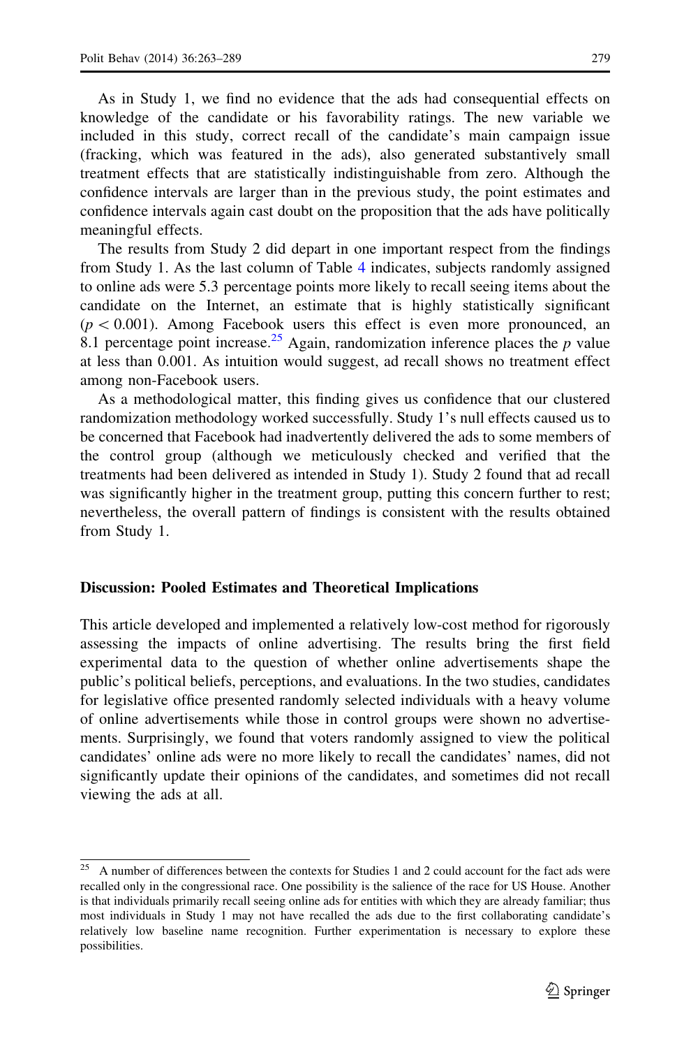As in Study 1, we find no evidence that the ads had consequential effects on knowledge of the candidate or his favorability ratings. The new variable we included in this study, correct recall of the candidate's main campaign issue (fracking, which was featured in the ads), also generated substantively small treatment effects that are statistically indistinguishable from zero. Although the confidence intervals are larger than in the previous study, the point estimates and confidence intervals again cast doubt on the proposition that the ads have politically meaningful effects.

The results from Study 2 did depart in one important respect from the findings from Study 1. As the last column of Table 4 indicates, subjects randomly assigned to online ads were 5.3 percentage points more likely to recall seeing items about the candidate on the Internet, an estimate that is highly statistically significant ($p < 0.001$). Among Facebook users this effect is even more pronounced, an 8.1 percentage point increase.[25] Again, randomization inference places the $p$ value at less than 0.001. As intuition would suggest, ad recall shows no treatment effect among non-Facebook users.

As a methodological matter, this finding gives us confidence that our clustered randomization methodology worked successfully. Study 1's null effects caused us to be concerned that Facebook had inadvertently delivered the ads to some members of the control group (although we meticulously checked and verified that the treatments had been delivered as intended in Study 1). Study 2 found that ad recall was significantly higher in the treatment group, putting this concern further to rest; nevertheless, the overall pattern of findings is consistent with the results obtained from Study 1.

## Discussion: Pooled Estimates and Theoretical Implications

This article developed and implemented a relatively low-cost method for rigorously assessing the impacts of online advertising. The results bring the first field experimental data to the question of whether online advertisements shape the public's political beliefs, perceptions, and evaluations. In the two studies, candidates for legislative office presented randomly selected individuals with a heavy volume of online advertisements while those in control groups were shown no advertisements. Surprisingly, we found that voters randomly assigned to view the political candidates' online ads were no more likely to recall the candidates' names, did not significantly update their opinions of the candidates, and sometimes did not recall viewing the ads at all.

---

[25] A number of differences between the contexts for Studies 1 and 2 could account for the fact ads were recalled only in the congressional race. One possibility is the salience of the race for US House. Another is that individuals primarily recall seeing online ads for entities with which they are already familiar; thus most individuals in Study 1 may not have recalled the ads due to the first collaborating candidate's relatively low baseline name recognition. Further experimentation is necessary to explore these possibilities.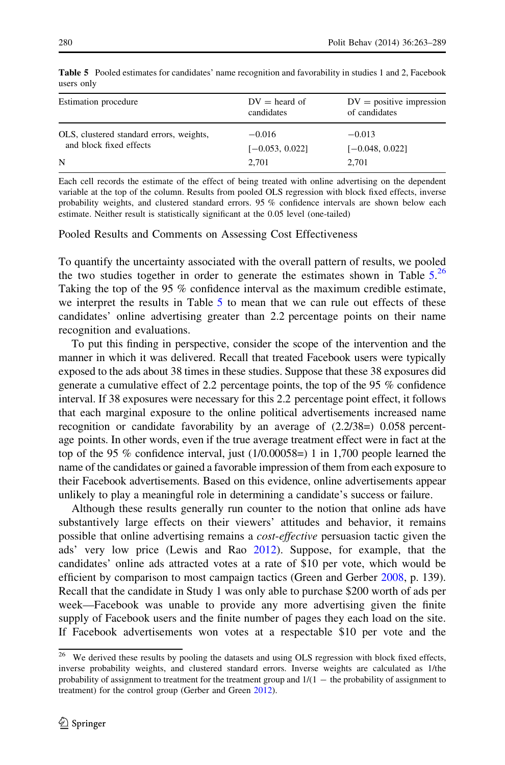**Table 5** Pooled estimates for candidates' name recognition and favorability in studies 1 and 2, Facebook users only

| Estimation procedure | DV = heard of candidates | DV = positive impression of candidates |
|---|---|---|
| OLS, clustered standard errors, weights, and block fixed effects | −0.016 | −0.013 |
| | [−0.053, 0.022] | [−0.048, 0.022] |
| N | 2,701 | 2,701 |

Each cell records the estimate of the effect of being treated with online advertising on the dependent variable at the top of the column. Results from pooled OLS regression with block fixed effects, inverse probability weights, and clustered standard errors. 95 % confidence intervals are shown below each estimate. Neither result is statistically significant at the 0.05 level (one-tailed)

## Pooled Results and Comments on Assessing Cost Effectiveness

To quantify the uncertainty associated with the overall pattern of results, we pooled the two studies together in order to generate the estimates shown in Table 5.[26] Taking the top of the 95 % confidence interval as the maximum credible estimate, we interpret the results in Table 5 to mean that we can rule out effects of these candidates' online advertising greater than 2.2 percentage points on their name recognition and evaluations.

To put this finding in perspective, consider the scope of the intervention and the manner in which it was delivered. Recall that treated Facebook users were typically exposed to the ads about 38 times in these studies. Suppose that these 38 exposures did generate a cumulative effect of 2.2 percentage points, the top of the 95 % confidence interval. If 38 exposures were necessary for this 2.2 percentage point effect, it follows that each marginal exposure to the online political advertisements increased name recognition or candidate favorability by an average of (2.2/38=) 0.058 percentage points. In other words, even if the true average treatment effect were in fact at the top of the 95 % confidence interval, just (1/0.00058=) 1 in 1,700 people learned the name of the candidates or gained a favorable impression of them from each exposure to their Facebook advertisements. Based on this evidence, online advertisements appear unlikely to play a meaningful role in determining a candidate's success or failure.

Although these results generally run counter to the notion that online ads have substantively large effects on their viewers' attitudes and behavior, it remains possible that online advertising remains a *cost-effective* persuasion tactic given the ads' very low price (Lewis and Rao 2012). Suppose, for example, that the candidates' online ads attracted votes at a rate of $10 per vote, which would be efficient by comparison to most campaign tactics (Green and Gerber 2008, p. 139). Recall that the candidate in Study 1 was only able to purchase $200 worth of ads per week—Facebook was unable to provide any more advertising given the finite supply of Facebook users and the finite number of pages they each load on the site. If Facebook advertisements won votes at a respectable $10 per vote and the

---

[26] We derived these results by pooling the datasets and using OLS regression with block fixed effects, inverse probability weights, and clustered standard errors. Inverse weights are calculated as 1/the probability of assignment to treatment for the treatment group and 1/(1 − the probability of assignment to treatment) for the control group (Gerber and Green 2012).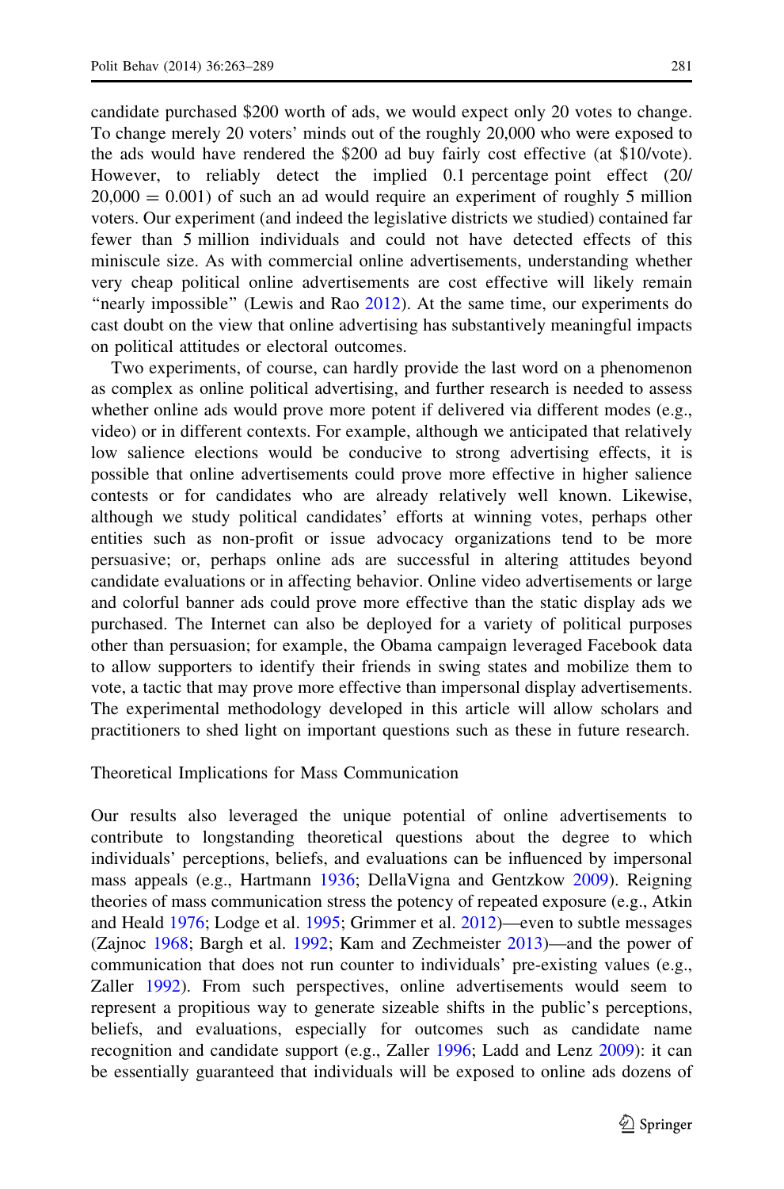candidate purchased $200 worth of ads, we would expect only 20 votes to change. To change merely 20 voters' minds out of the roughly 20,000 who were exposed to the ads would have rendered the $200 ad buy fairly cost effective (at $10/vote). However, to reliably detect the implied 0.1 percentage point effect ($20/20{,}000 = 0.001$) of such an ad would require an experiment of roughly 5 million voters. Our experiment (and indeed the legislative districts we studied) contained far fewer than 5 million individuals and could not have detected effects of this miniscule size. As with commercial online advertisements, understanding whether very cheap political online advertisements are cost effective will likely remain "nearly impossible" (Lewis and Rao 2012). At the same time, our experiments do cast doubt on the view that online advertising has substantively meaningful impacts on political attitudes or electoral outcomes.

Two experiments, of course, can hardly provide the last word on a phenomenon as complex as online political advertising, and further research is needed to assess whether online ads would prove more potent if delivered via different modes (e.g., video) or in different contexts. For example, although we anticipated that relatively low salience elections would be conducive to strong advertising effects, it is possible that online advertisements could prove more effective in higher salience contests or for candidates who are already relatively well known. Likewise, although we study political candidates' efforts at winning votes, perhaps other entities such as non-profit or issue advocacy organizations tend to be more persuasive; or, perhaps online ads are successful in altering attitudes beyond candidate evaluations or in affecting behavior. Online video advertisements or large and colorful banner ads could prove more effective than the static display ads we purchased. The Internet can also be deployed for a variety of political purposes other than persuasion; for example, the Obama campaign leveraged Facebook data to allow supporters to identify their friends in swing states and mobilize them to vote, a tactic that may prove more effective than impersonal display advertisements. The experimental methodology developed in this article will allow scholars and practitioners to shed light on important questions such as these in future research.

### Theoretical Implications for Mass Communication

Our results also leveraged the unique potential of online advertisements to contribute to longstanding theoretical questions about the degree to which individuals' perceptions, beliefs, and evaluations can be influenced by impersonal mass appeals (e.g., Hartmann 1936; DellaVigna and Gentzkow 2009). Reigning theories of mass communication stress the potency of repeated exposure (e.g., Atkin and Heald 1976; Lodge et al. 1995; Grimmer et al. 2012)—even to subtle messages (Zajnoc 1968; Bargh et al. 1992; Kam and Zechmeister 2013)—and the power of communication that does not run counter to individuals' pre-existing values (e.g., Zaller 1992). From such perspectives, online advertisements would seem to represent a propitious way to generate sizeable shifts in the public's perceptions, beliefs, and evaluations, especially for outcomes such as candidate name recognition and candidate support (e.g., Zaller 1996; Ladd and Lenz 2009): it can be essentially guaranteed that individuals will be exposed to online ads dozens of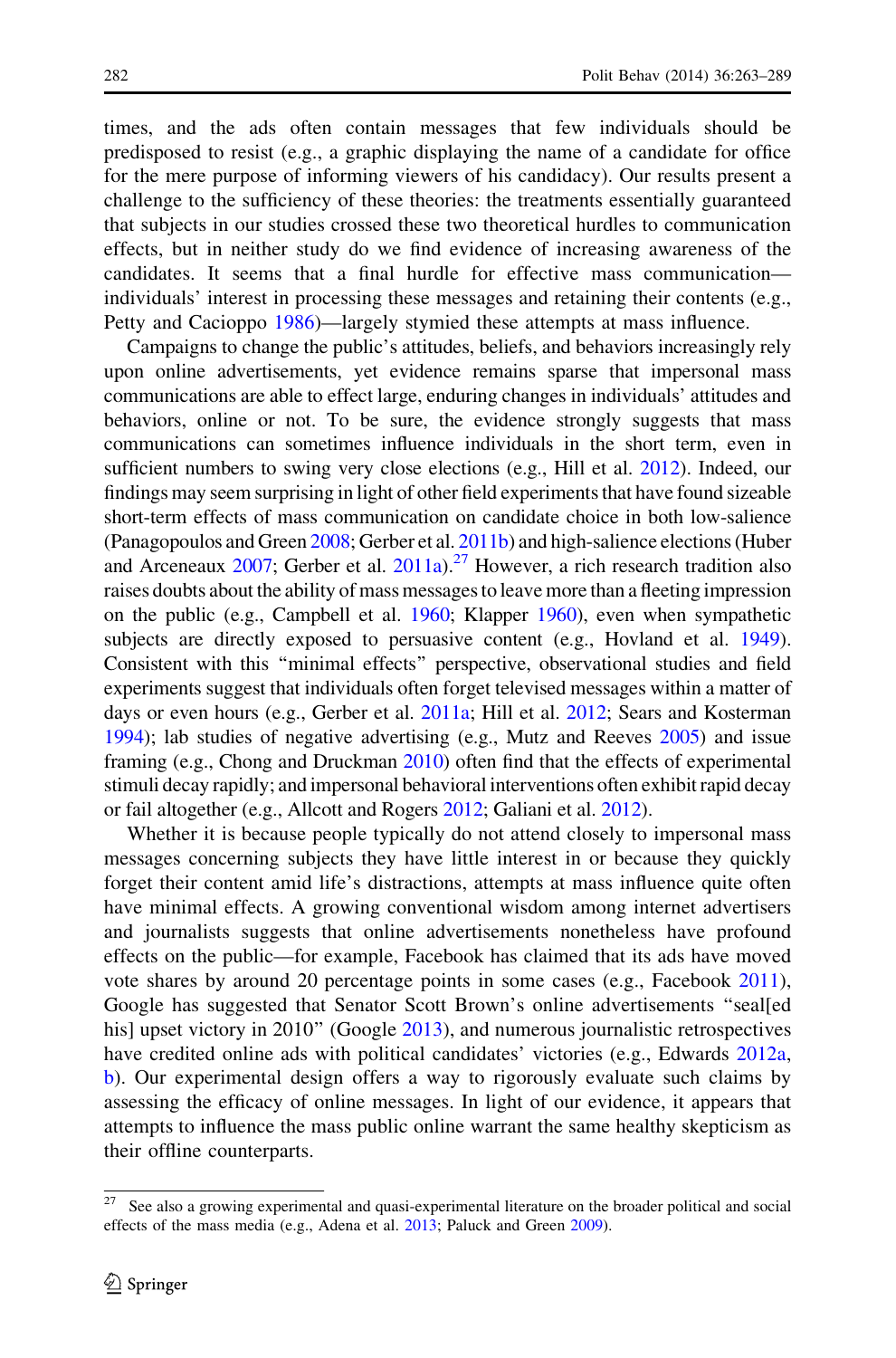times, and the ads often contain messages that few individuals should be predisposed to resist (e.g., a graphic displaying the name of a candidate for office for the mere purpose of informing viewers of his candidacy). Our results present a challenge to the sufficiency of these theories: the treatments essentially guaranteed that subjects in our studies crossed these two theoretical hurdles to communication effects, but in neither study do we find evidence of increasing awareness of the candidates. It seems that a final hurdle for effective mass communication—individuals' interest in processing these messages and retaining their contents (e.g., Petty and Cacioppo 1986)—largely stymied these attempts at mass influence.

Campaigns to change the public's attitudes, beliefs, and behaviors increasingly rely upon online advertisements, yet evidence remains sparse that impersonal mass communications are able to effect large, enduring changes in individuals' attitudes and behaviors, online or not. To be sure, the evidence strongly suggests that mass communications can sometimes influence individuals in the short term, even in sufficient numbers to swing very close elections (e.g., Hill et al. 2012). Indeed, our findings may seem surprising in light of other field experiments that have found sizeable short-term effects of mass communication on candidate choice in both low-salience (Panagopoulos and Green 2008; Gerber et al. 2011b) and high-salience elections (Huber and Arceneaux 2007; Gerber et al. 2011a).[27] However, a rich research tradition also raises doubts about the ability of mass messages to leave more than a fleeting impression on the public (e.g., Campbell et al. 1960; Klapper 1960), even when sympathetic subjects are directly exposed to persuasive content (e.g., Hovland et al. 1949). Consistent with this "minimal effects" perspective, observational studies and field experiments suggest that individuals often forget televised messages within a matter of days or even hours (e.g., Gerber et al. 2011a; Hill et al. 2012; Sears and Kosterman 1994); lab studies of negative advertising (e.g., Mutz and Reeves 2005) and issue framing (e.g., Chong and Druckman 2010) often find that the effects of experimental stimuli decay rapidly; and impersonal behavioral interventions often exhibit rapid decay or fail altogether (e.g., Allcott and Rogers 2012; Galiani et al. 2012).

Whether it is because people typically do not attend closely to impersonal mass messages concerning subjects they have little interest in or because they quickly forget their content amid life's distractions, attempts at mass influence quite often have minimal effects. A growing conventional wisdom among internet advertisers and journalists suggests that online advertisements nonetheless have profound effects on the public—for example, Facebook has claimed that its ads have moved vote shares by around 20 percentage points in some cases (e.g., Facebook 2011), Google has suggested that Senator Scott Brown's online advertisements "seal[ed his] upset victory in 2010" (Google 2013), and numerous journalistic retrospectives have credited online ads with political candidates' victories (e.g., Edwards 2012a, b). Our experimental design offers a way to rigorously evaluate such claims by assessing the efficacy of online messages. In light of our evidence, it appears that attempts to influence the mass public online warrant the same healthy skepticism as their offline counterparts.

[27] See also a growing experimental and quasi-experimental literature on the broader political and social effects of the mass media (e.g., Adena et al. 2013; Paluck and Green 2009).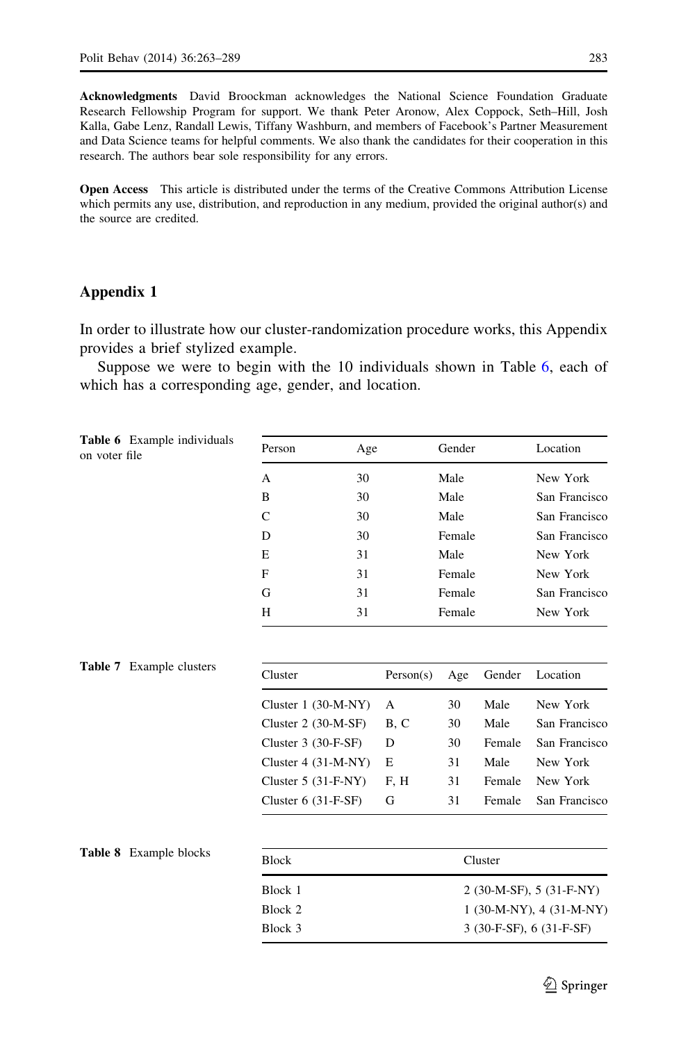**Acknowledgments** David Broockman acknowledges the National Science Foundation Graduate Research Fellowship Program for support. We thank Peter Aronow, Alex Coppock, Seth–Hill, Josh Kalla, Gabe Lenz, Randall Lewis, Tiffany Washburn, and members of Facebook's Partner Measurement and Data Science teams for helpful comments. We also thank the candidates for their cooperation in this research. The authors bear sole responsibility for any errors.

**Open Access** This article is distributed under the terms of the Creative Commons Attribution License which permits any use, distribution, and reproduction in any medium, provided the original author(s) and the source are credited.

## Appendix 1

In order to illustrate how our cluster-randomization procedure works, this Appendix provides a brief stylized example.

Suppose we were to begin with the 10 individuals shown in Table 6, each of which has a corresponding age, gender, and location.

**Table 6** Example individuals on voter file

| Person | Age | Gender | Location |
|---|---|---|---|
| A | 30 | Male | New York |
| B | 30 | Male | San Francisco |
| C | 30 | Male | San Francisco |
| D | 30 | Female | San Francisco |
| E | 31 | Male | New York |
| F | 31 | Female | New York |
| G | 31 | Female | San Francisco |
| H | 31 | Female | New York |

**Table 7** Example clusters

| Cluster | Person(s) | Age | Gender | Location |
|---|---|---|---|---|
| Cluster 1 (30-M-NY) | A | 30 | Male | New York |
| Cluster 2 (30-M-SF) | B, C | 30 | Male | San Francisco |
| Cluster 3 (30-F-SF) | D | 30 | Female | San Francisco |
| Cluster 4 (31-M-NY) | E | 31 | Male | New York |
| Cluster 5 (31-F-NY) | F, H | 31 | Female | New York |
| Cluster 6 (31-F-SF) | G | 31 | Female | San Francisco |

**Table 8** Example blocks

| Block | Cluster |
|---|---|
| Block 1 | 2 (30-M-SF), 5 (31-F-NY) |
| Block 2 | 1 (30-M-NY), 4 (31-M-NY) |
| Block 3 | 3 (30-F-SF), 6 (31-F-SF) |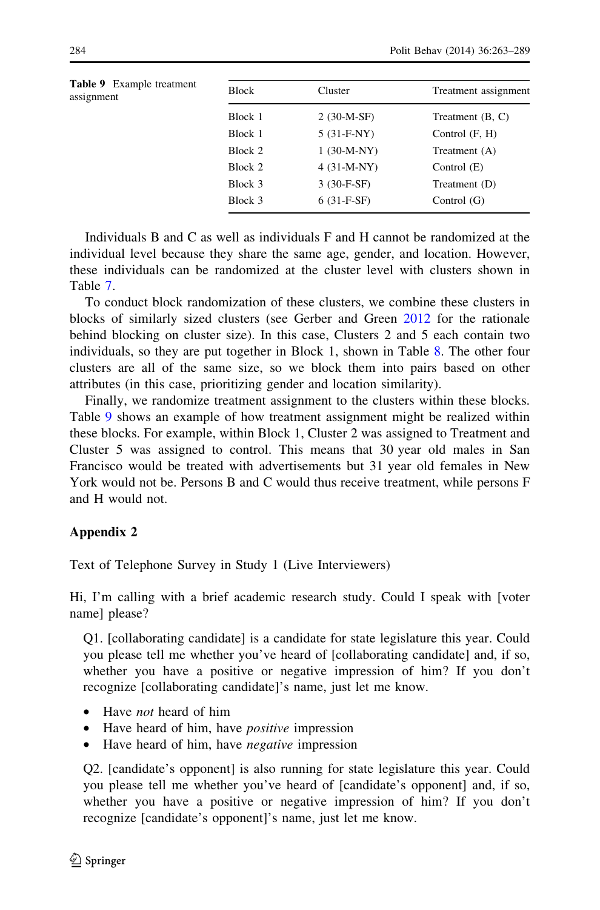**Table 9** Example treatment assignment

| Block | Cluster | Treatment assignment |
|---|---|---|
| Block 1 | 2 (30-M-SF) | Treatment (B, C) |
| Block 1 | 5 (31-F-NY) | Control (F, H) |
| Block 2 | 1 (30-M-NY) | Treatment (A) |
| Block 2 | 4 (31-M-NY) | Control (E) |
| Block 3 | 3 (30-F-SF) | Treatment (D) |
| Block 3 | 6 (31-F-SF) | Control (G) |

Individuals B and C as well as individuals F and H cannot be randomized at the individual level because they share the same age, gender, and location. However, these individuals can be randomized at the cluster level with clusters shown in Table 7.

To conduct block randomization of these clusters, we combine these clusters in blocks of similarly sized clusters (see Gerber and Green 2012 for the rationale behind blocking on cluster size). In this case, Clusters 2 and 5 each contain two individuals, so they are put together in Block 1, shown in Table 8. The other four clusters are all of the same size, so we block them into pairs based on other attributes (in this case, prioritizing gender and location similarity).

Finally, we randomize treatment assignment to the clusters within these blocks. Table 9 shows an example of how treatment assignment might be realized within these blocks. For example, within Block 1, Cluster 2 was assigned to Treatment and Cluster 5 was assigned to control. This means that 30 year old males in San Francisco would be treated with advertisements but 31 year old females in New York would not be. Persons B and C would thus receive treatment, while persons F and H would not.

## Appendix 2

Text of Telephone Survey in Study 1 (Live Interviewers)

Hi, I'm calling with a brief academic research study. Could I speak with [voter name] please?

Q1. [collaborating candidate] is a candidate for state legislature this year. Could you please tell me whether you've heard of [collaborating candidate] and, if so, whether you have a positive or negative impression of him? If you don't recognize [collaborating candidate]'s name, just let me know.

- Have *not* heard of him
- Have heard of him, have *positive* impression
- Have heard of him, have *negative* impression

Q2. [candidate's opponent] is also running for state legislature this year. Could you please tell me whether you've heard of [candidate's opponent] and, if so, whether you have a positive or negative impression of him? If you don't recognize [candidate's opponent]'s name, just let me know.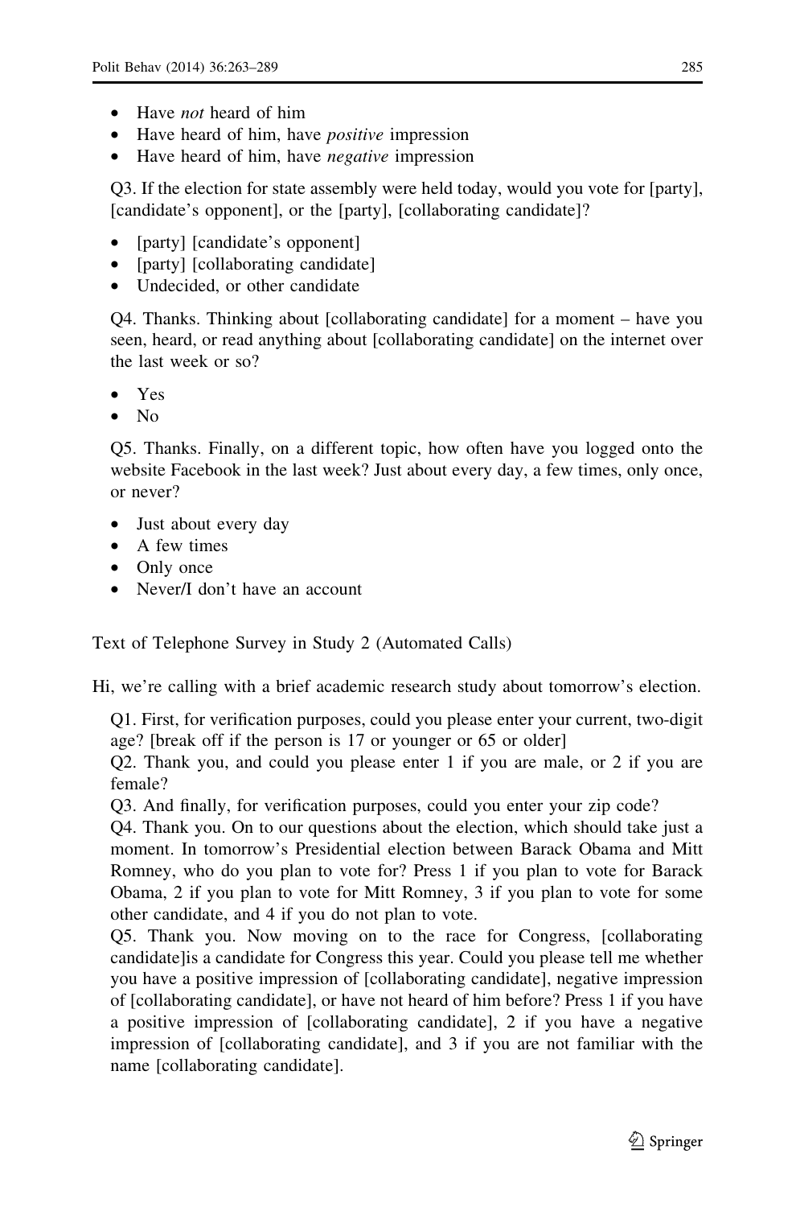- Have *not* heard of him
- Have heard of him, have *positive* impression
- Have heard of him, have *negative* impression

Q3. If the election for state assembly were held today, would you vote for [party], [candidate's opponent], or the [party], [collaborating candidate]?

- [party] [candidate's opponent]
- [party] [collaborating candidate]
- Undecided, or other candidate

Q4. Thanks. Thinking about [collaborating candidate] for a moment – have you seen, heard, or read anything about [collaborating candidate] on the internet over the last week or so?

- Yes
- No

Q5. Thanks. Finally, on a different topic, how often have you logged onto the website Facebook in the last week? Just about every day, a few times, only once, or never?

- Just about every day
- A few times
- Only once
- Never/I don't have an account

Text of Telephone Survey in Study 2 (Automated Calls)

Hi, we're calling with a brief academic research study about tomorrow's election.

Q1. First, for verification purposes, could you please enter your current, two-digit age? [break off if the person is 17 or younger or 65 or older]
Q2. Thank you, and could you please enter 1 if you are male, or 2 if you are female?
Q3. And finally, for verification purposes, could you enter your zip code?
Q4. Thank you. On to our questions about the election, which should take just a moment. In tomorrow's Presidential election between Barack Obama and Mitt Romney, who do you plan to vote for? Press 1 if you plan to vote for Barack Obama, 2 if you plan to vote for Mitt Romney, 3 if you plan to vote for some other candidate, and 4 if you do not plan to vote.
Q5. Thank you. Now moving on to the race for Congress, [collaborating candidate]is a candidate for Congress this year. Could you please tell me whether you have a positive impression of [collaborating candidate], negative impression of [collaborating candidate], or have not heard of him before? Press 1 if you have a positive impression of [collaborating candidate], 2 if you have a negative impression of [collaborating candidate], and 3 if you are not familiar with the name [collaborating candidate].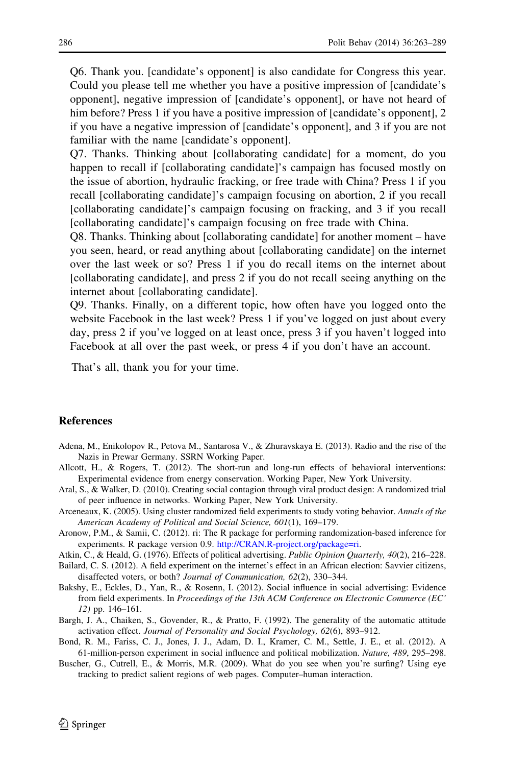Q6. Thank you. [candidate's opponent] is also candidate for Congress this year. Could you please tell me whether you have a positive impression of [candidate's opponent], negative impression of [candidate's opponent], or have not heard of him before? Press 1 if you have a positive impression of [candidate's opponent], 2 if you have a negative impression of [candidate's opponent], and 3 if you are not familiar with the name [candidate's opponent].

Q7. Thanks. Thinking about [collaborating candidate] for a moment, do you happen to recall if [collaborating candidate]'s campaign has focused mostly on the issue of abortion, hydraulic fracking, or free trade with China? Press 1 if you recall [collaborating candidate]'s campaign focusing on abortion, 2 if you recall [collaborating candidate]'s campaign focusing on fracking, and 3 if you recall [collaborating candidate]'s campaign focusing on free trade with China.

Q8. Thanks. Thinking about [collaborating candidate] for another moment – have you seen, heard, or read anything about [collaborating candidate] on the internet over the last week or so? Press 1 if you do recall items on the internet about [collaborating candidate], and press 2 if you do not recall seeing anything on the internet about [collaborating candidate].

Q9. Thanks. Finally, on a different topic, how often have you logged onto the website Facebook in the last week? Press 1 if you've logged on just about every day, press 2 if you've logged on at least once, press 3 if you haven't logged into Facebook at all over the past week, or press 4 if you don't have an account.

That's all, thank you for your time.

## References

Adena, M., Enikolopov R., Petova M., Santarosa V., & Zhuravskaya E. (2013). Radio and the rise of the Nazis in Prewar Germany. SSRN Working Paper.

Allcott, H., & Rogers, T. (2012). The short-run and long-run effects of behavioral interventions: Experimental evidence from energy conservation. Working Paper, New York University.

Aral, S., & Walker, D. (2010). Creating social contagion through viral product design: A randomized trial of peer influence in networks. Working Paper, New York University.

Arceneaux, K. (2005). Using cluster randomized field experiments to study voting behavior. *Annals of the American Academy of Political and Social Science, 601*(1), 169–179.

Aronow, P.M., & Samii, C. (2012). ri: The R package for performing randomization-based inference for experiments. R package version 0.9. http://CRAN.R-project.org/package=ri.

Atkin, C., & Heald, G. (1976). Effects of political advertising. *Public Opinion Quarterly, 40*(2), 216–228.

Bailard, C. S. (2012). A field experiment on the internet's effect in an African election: Savvier citizens, disaffected voters, or both? *Journal of Communication, 62*(2), 330–344.

Bakshy, E., Eckles, D., Yan, R., & Rosenn, I. (2012). Social influence in social advertising: Evidence from field experiments. In *Proceedings of the 13th ACM Conference on Electronic Commerce (EC' 12)* pp. 146–161.

Bargh, J. A., Chaiken, S., Govender, R., & Pratto, F. (1992). The generality of the automatic attitude activation effect. *Journal of Personality and Social Psychology, 62*(6), 893–912.

Bond, R. M., Fariss, C. J., Jones, J. J., Adam, D. I., Kramer, C. M., Settle, J. E., et al. (2012). A 61-million-person experiment in social influence and political mobilization. *Nature, 489*, 295–298.

Buscher, G., Cutrell, E., & Morris, M.R. (2009). What do you see when you're surfing? Using eye tracking to predict salient regions of web pages. Computer–human interaction.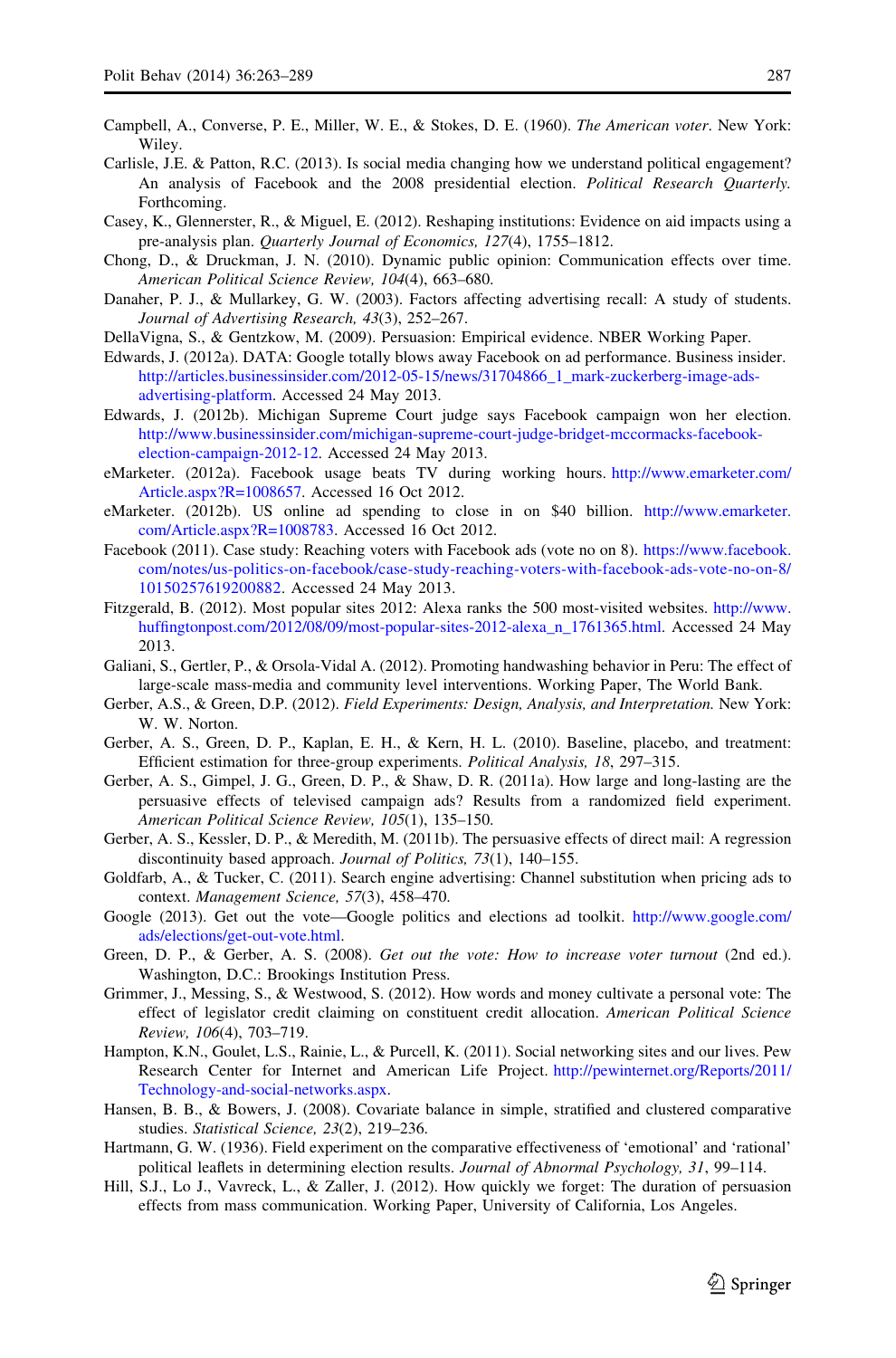Campbell, A., Converse, P. E., Miller, W. E., & Stokes, D. E. (1960). *The American voter*. New York: Wiley.

Carlisle, J.E. & Patton, R.C. (2013). Is social media changing how we understand political engagement? An analysis of Facebook and the 2008 presidential election. *Political Research Quarterly*. Forthcoming.

Casey, K., Glennerster, R., & Miguel, E. (2012). Reshaping institutions: Evidence on aid impacts using a pre-analysis plan. *Quarterly Journal of Economics, 127*(4), 1755–1812.

Chong, D., & Druckman, J. N. (2010). Dynamic public opinion: Communication effects over time. *American Political Science Review, 104*(4), 663–680.

Danaher, P. J., & Mullarkey, G. W. (2003). Factors affecting advertising recall: A study of students. *Journal of Advertising Research, 43*(3), 252–267.

DellaVigna, S., & Gentzkow, M. (2009). Persuasion: Empirical evidence. NBER Working Paper.

Edwards, J. (2012a). DATA: Google totally blows away Facebook on ad performance. Business insider. http://articles.businessinsider.com/2012-05-15/news/31704866_1_mark-zuckerberg-image-ads-advertising-platform. Accessed 24 May 2013.

Edwards, J. (2012b). Michigan Supreme Court judge says Facebook campaign won her election. http://www.businessinsider.com/michigan-supreme-court-judge-bridget-mccormacks-facebook-election-campaign-2012-12. Accessed 24 May 2013.

eMarketer. (2012a). Facebook usage beats TV during working hours. http://www.emarketer.com/Article.aspx?R=1008657. Accessed 16 Oct 2012.

eMarketer. (2012b). US online ad spending to close in on $40 billion. http://www.emarketer.com/Article.aspx?R=1008783. Accessed 16 Oct 2012.

Facebook (2011). Case study: Reaching voters with Facebook ads (vote no on 8). https://www.facebook.com/notes/us-politics-on-facebook/case-study-reaching-voters-with-facebook-ads-vote-no-on-8/10150257619200882. Accessed 24 May 2013.

Fitzgerald, B. (2012). Most popular sites 2012: Alexa ranks the 500 most-visited websites. http://www.huffingtonpost.com/2012/08/09/most-popular-sites-2012-alexa_n_1761365.html. Accessed 24 May 2013.

Galiani, S., Gertler, P., & Orsola-Vidal A. (2012). Promoting handwashing behavior in Peru: The effect of large-scale mass-media and community level interventions. Working Paper, The World Bank.

Gerber, A.S., & Green, D.P. (2012). *Field Experiments: Design, Analysis, and Interpretation.* New York: W. W. Norton.

Gerber, A. S., Green, D. P., Kaplan, E. H., & Kern, H. L. (2010). Baseline, placebo, and treatment: Efficient estimation for three-group experiments. *Political Analysis, 18*, 297–315.

Gerber, A. S., Gimpel, J. G., Green, D. P., & Shaw, D. R. (2011a). How large and long-lasting are the persuasive effects of televised campaign ads? Results from a randomized field experiment. *American Political Science Review, 105*(1), 135–150.

Gerber, A. S., Kessler, D. P., & Meredith, M. (2011b). The persuasive effects of direct mail: A regression discontinuity based approach. *Journal of Politics, 73*(1), 140–155.

Goldfarb, A., & Tucker, C. (2011). Search engine advertising: Channel substitution when pricing ads to context. *Management Science, 57*(3), 458–470.

Google (2013). Get out the vote—Google politics and elections ad toolkit. http://www.google.com/ads/elections/get-out-vote.html.

Green, D. P., & Gerber, A. S. (2008). *Get out the vote: How to increase voter turnout* (2nd ed.). Washington, D.C.: Brookings Institution Press.

Grimmer, J., Messing, S., & Westwood, S. (2012). How words and money cultivate a personal vote: The effect of legislator credit claiming on constituent credit allocation. *American Political Science Review, 106*(4), 703–719.

Hampton, K.N., Goulet, L.S., Rainie, L., & Purcell, K. (2011). Social networking sites and our lives. Pew Research Center for Internet and American Life Project. http://pewinternet.org/Reports/2011/Technology-and-social-networks.aspx.

Hansen, B. B., & Bowers, J. (2008). Covariate balance in simple, stratified and clustered comparative studies. *Statistical Science, 23*(2), 219–236.

Hartmann, G. W. (1936). Field experiment on the comparative effectiveness of 'emotional' and 'rational' political leaflets in determining election results. *Journal of Abnormal Psychology, 31*, 99–114.

Hill, S.J., Lo J., Vavreck, L., & Zaller, J. (2012). How quickly we forget: The duration of persuasion effects from mass communication. Working Paper, University of California, Los Angeles.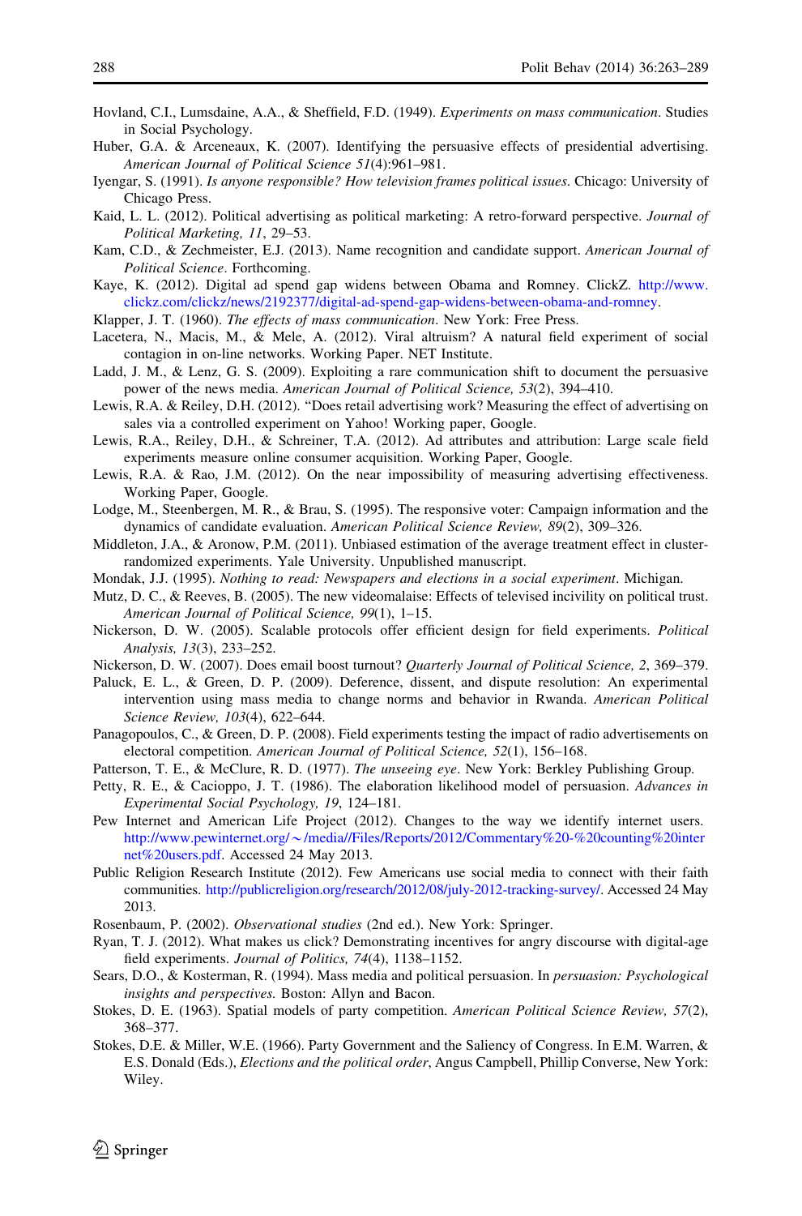Hovland, C.I., Lumsdaine, A.A., & Sheffield, F.D. (1949). *Experiments on mass communication*. Studies in Social Psychology.

Huber, G.A. & Arceneaux, K. (2007). Identifying the persuasive effects of presidential advertising. *American Journal of Political Science 51*(4):961–981.

Iyengar, S. (1991). *Is anyone responsible? How television frames political issues*. Chicago: University of Chicago Press.

Kaid, L. L. (2012). Political advertising as political marketing: A retro-forward perspective. *Journal of Political Marketing, 11*, 29–53.

Kam, C.D., & Zechmeister, E.J. (2013). Name recognition and candidate support. *American Journal of Political Science*. Forthcoming.

Kaye, K. (2012). Digital ad spend gap widens between Obama and Romney. ClickZ. http://www.clickz.com/clickz/news/2192377/digital-ad-spend-gap-widens-between-obama-and-romney.

Klapper, J. T. (1960). *The effects of mass communication*. New York: Free Press.

Lacetera, N., Macis, M., & Mele, A. (2012). Viral altruism? A natural field experiment of social contagion in on-line networks. Working Paper. NET Institute.

Ladd, J. M., & Lenz, G. S. (2009). Exploiting a rare communication shift to document the persuasive power of the news media. *American Journal of Political Science, 53*(2), 394–410.

Lewis, R.A. & Reiley, D.H. (2012). "Does retail advertising work? Measuring the effect of advertising on sales via a controlled experiment on Yahoo! Working paper, Google.

Lewis, R.A., Reiley, D.H., & Schreiner, T.A. (2012). Ad attributes and attribution: Large scale field experiments measure online consumer acquisition. Working Paper, Google.

Lewis, R.A. & Rao, J.M. (2012). On the near impossibility of measuring advertising effectiveness. Working Paper, Google.

Lodge, M., Steenbergen, M. R., & Brau, S. (1995). The responsive voter: Campaign information and the dynamics of candidate evaluation. *American Political Science Review, 89*(2), 309–326.

Middleton, J.A., & Aronow, P.M. (2011). Unbiased estimation of the average treatment effect in cluster-randomized experiments. Yale University. Unpublished manuscript.

Mondak, J.J. (1995). *Nothing to read: Newspapers and elections in a social experiment*. Michigan.

Mutz, D. C., & Reeves, B. (2005). The new videomalaise: Effects of televised incivility on political trust. *American Journal of Political Science, 99*(1), 1–15.

Nickerson, D. W. (2005). Scalable protocols offer efficient design for field experiments. *Political Analysis, 13*(3), 233–252.

Nickerson, D. W. (2007). Does email boost turnout? *Quarterly Journal of Political Science, 2*, 369–379.

Paluck, E. L., & Green, D. P. (2009). Deference, dissent, and dispute resolution: An experimental intervention using mass media to change norms and behavior in Rwanda. *American Political Science Review, 103*(4), 622–644.

Panagopoulos, C., & Green, D. P. (2008). Field experiments testing the impact of radio advertisements on electoral competition. *American Journal of Political Science, 52*(1), 156–168.

Patterson, T. E., & McClure, R. D. (1977). *The unseeing eye*. New York: Berkley Publishing Group.

Petty, R. E., & Cacioppo, J. T. (1986). The elaboration likelihood model of persuasion. *Advances in Experimental Social Psychology, 19*, 124–181.

Pew Internet and American Life Project (2012). Changes to the way we identify internet users. http://www.pewinternet.org/~/media//Files/Reports/2012/Commentary%20-%20counting%20internet%20users.pdf. Accessed 24 May 2013.

Public Religion Research Institute (2012). Few Americans use social media to connect with their faith communities. http://publicreligion.org/research/2012/08/july-2012-tracking-survey/. Accessed 24 May 2013.

Rosenbaum, P. (2002). *Observational studies* (2nd ed.). New York: Springer.

Ryan, T. J. (2012). What makes us click? Demonstrating incentives for angry discourse with digital-age field experiments. *Journal of Politics, 74*(4), 1138–1152.

Sears, D.O., & Kosterman, R. (1994). Mass media and political persuasion. In *persuasion: Psychological insights and perspectives.* Boston: Allyn and Bacon.

Stokes, D. E. (1963). Spatial models of party competition. *American Political Science Review, 57*(2), 368–377.

Stokes, D.E. & Miller, W.E. (1966). Party Government and the Saliency of Congress. In E.M. Warren, & E.S. Donald (Eds.), *Elections and the political order*, Angus Campbell, Phillip Converse, New York: Wiley.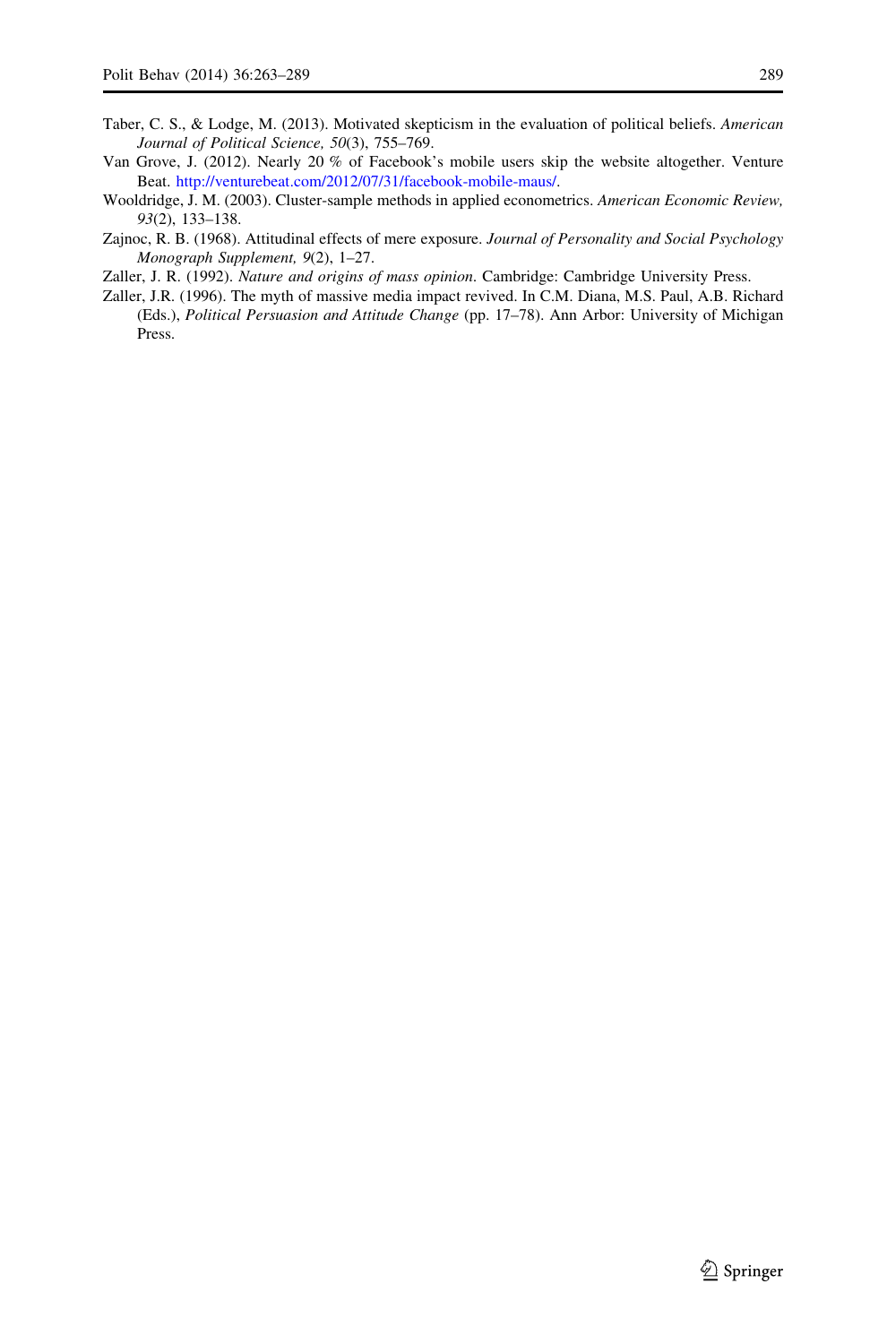Taber, C. S., & Lodge, M. (2013). Motivated skepticism in the evaluation of political beliefs. *American Journal of Political Science, 50*(3), 755–769.

Van Grove, J. (2012). Nearly 20 % of Facebook's mobile users skip the website altogether. Venture Beat. http://venturebeat.com/2012/07/31/facebook-mobile-maus/.

Wooldridge, J. M. (2003). Cluster-sample methods in applied econometrics. *American Economic Review, 93*(2), 133–138.

Zajnoc, R. B. (1968). Attitudinal effects of mere exposure. *Journal of Personality and Social Psychology Monograph Supplement, 9*(2), 1–27.

Zaller, J. R. (1992). *Nature and origins of mass opinion*. Cambridge: Cambridge University Press.

Zaller, J.R. (1996). The myth of massive media impact revived. In C.M. Diana, M.S. Paul, A.B. Richard (Eds.), *Political Persuasion and Attitude Change* (pp. 17–78). Ann Arbor: University of Michigan Press.